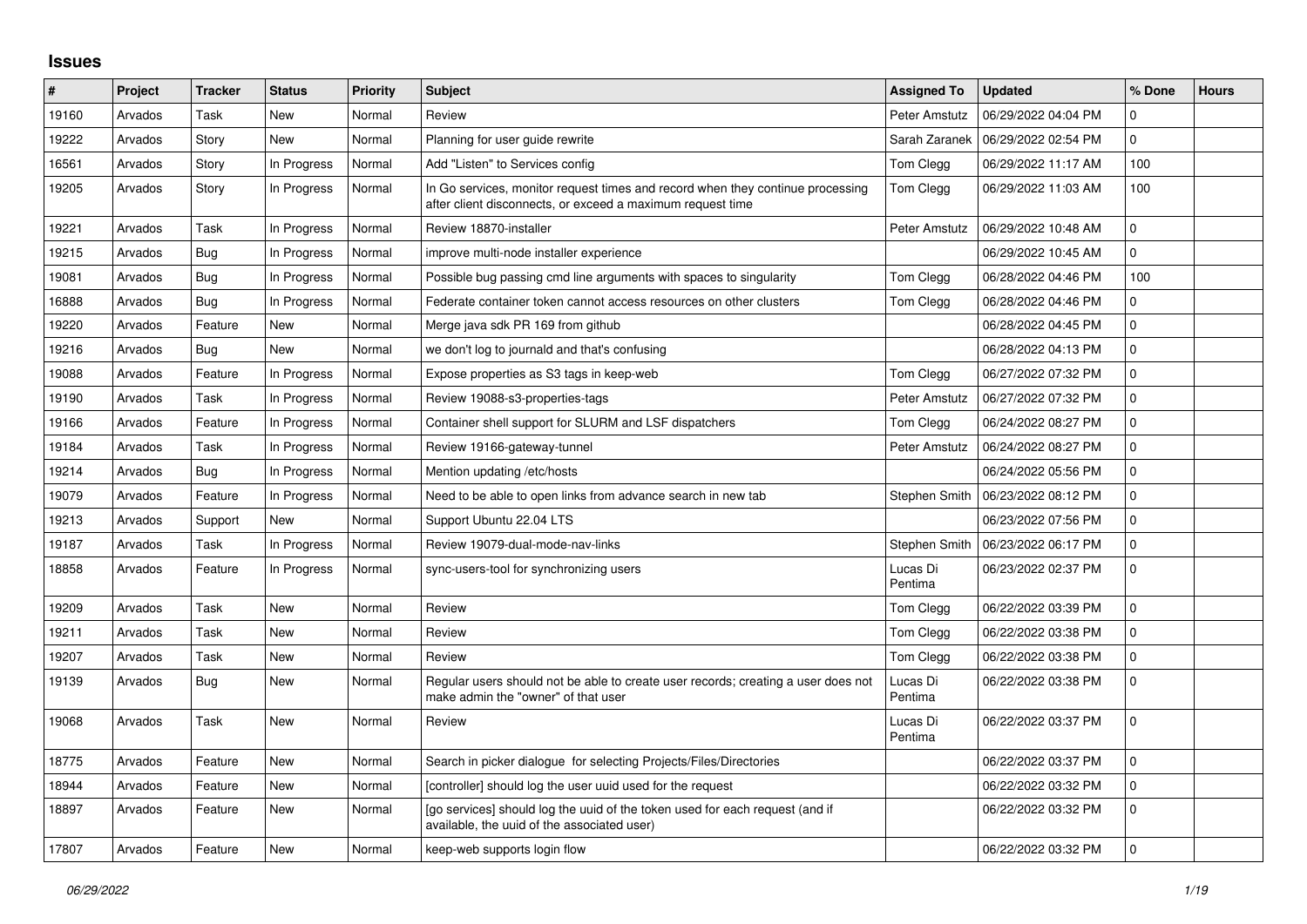## Issues

| # | Project | Tracker | Status | Priority | Subject | Assigned To | Updated | % Done | Hours |
|---|---|---|---|---|---|---|---|---|---|
| 19160 | Arvados | Task | New | Normal | Review | Peter Amstutz | 06/29/2022 04:04 PM | 0 | |
| 19222 | Arvados | Story | New | Normal | Planning for user guide rewrite | Sarah Zaranek | 06/29/2022 02:54 PM | 0 | |
| 16561 | Arvados | Story | In Progress | Normal | Add "Listen" to Services config | Tom Clegg | 06/29/2022 11:17 AM | 100 | |
| 19205 | Arvados | Story | In Progress | Normal | In Go services, monitor request times and record when they continue processing after client disconnects, or exceed a maximum request time | Tom Clegg | 06/29/2022 11:03 AM | 100 | |
| 19221 | Arvados | Task | In Progress | Normal | Review 18870-installer | Peter Amstutz | 06/29/2022 10:48 AM | 0 | |
| 19215 | Arvados | Bug | In Progress | Normal | improve multi-node installer experience | | 06/29/2022 10:45 AM | 0 | |
| 19081 | Arvados | Bug | In Progress | Normal | Possible bug passing cmd line arguments with spaces to singularity | Tom Clegg | 06/28/2022 04:46 PM | 100 | |
| 16888 | Arvados | Bug | In Progress | Normal | Federate container token cannot access resources on other clusters | Tom Clegg | 06/28/2022 04:46 PM | 0 | |
| 19220 | Arvados | Feature | New | Normal | Merge java sdk PR 169 from github | | 06/28/2022 04:45 PM | 0 | |
| 19216 | Arvados | Bug | New | Normal | we don't log to journald and that's confusing | | 06/28/2022 04:13 PM | 0 | |
| 19088 | Arvados | Feature | In Progress | Normal | Expose properties as S3 tags in keep-web | Tom Clegg | 06/27/2022 07:32 PM | 0 | |
| 19190 | Arvados | Task | In Progress | Normal | Review 19088-s3-properties-tags | Peter Amstutz | 06/27/2022 07:32 PM | 0 | |
| 19166 | Arvados | Feature | In Progress | Normal | Container shell support for SLURM and LSF dispatchers | Tom Clegg | 06/24/2022 08:27 PM | 0 | |
| 19184 | Arvados | Task | In Progress | Normal | Review 19166-gateway-tunnel | Peter Amstutz | 06/24/2022 08:27 PM | 0 | |
| 19214 | Arvados | Bug | In Progress | Normal | Mention updating /etc/hosts | | 06/24/2022 05:56 PM | 0 | |
| 19079 | Arvados | Feature | In Progress | Normal | Need to be able to open links from advance search in new tab | Stephen Smith | 06/23/2022 08:12 PM | 0 | |
| 19213 | Arvados | Support | New | Normal | Support Ubuntu 22.04 LTS | | 06/23/2022 07:56 PM | 0 | |
| 19187 | Arvados | Task | In Progress | Normal | Review 19079-dual-mode-nav-links | Stephen Smith | 06/23/2022 06:17 PM | 0 | |
| 18858 | Arvados | Feature | In Progress | Normal | sync-users-tool for synchronizing users | Lucas Di Pentima | 06/23/2022 02:37 PM | 0 | |
| 19209 | Arvados | Task | New | Normal | Review | Tom Clegg | 06/22/2022 03:39 PM | 0 | |
| 19211 | Arvados | Task | New | Normal | Review | Tom Clegg | 06/22/2022 03:38 PM | 0 | |
| 19207 | Arvados | Task | New | Normal | Review | Tom Clegg | 06/22/2022 03:38 PM | 0 | |
| 19139 | Arvados | Bug | New | Normal | Regular users should not be able to create user records; creating a user does not make admin the "owner" of that user | Lucas Di Pentima | 06/22/2022 03:38 PM | 0 | |
| 19068 | Arvados | Task | New | Normal | Review | Lucas Di Pentima | 06/22/2022 03:37 PM | 0 | |
| 18775 | Arvados | Feature | New | Normal | Search in picker dialogue for selecting Projects/Files/Directories | | 06/22/2022 03:37 PM | 0 | |
| 18944 | Arvados | Feature | New | Normal | [controller] should log the user uuid used for the request | | 06/22/2022 03:32 PM | 0 | |
| 18897 | Arvados | Feature | New | Normal | [go services] should log the uuid of the token used for each request (and if available, the uuid of the associated user) | | 06/22/2022 03:32 PM | 0 | |
| 17807 | Arvados | Feature | New | Normal | keep-web supports login flow | | 06/22/2022 03:32 PM | 0 | |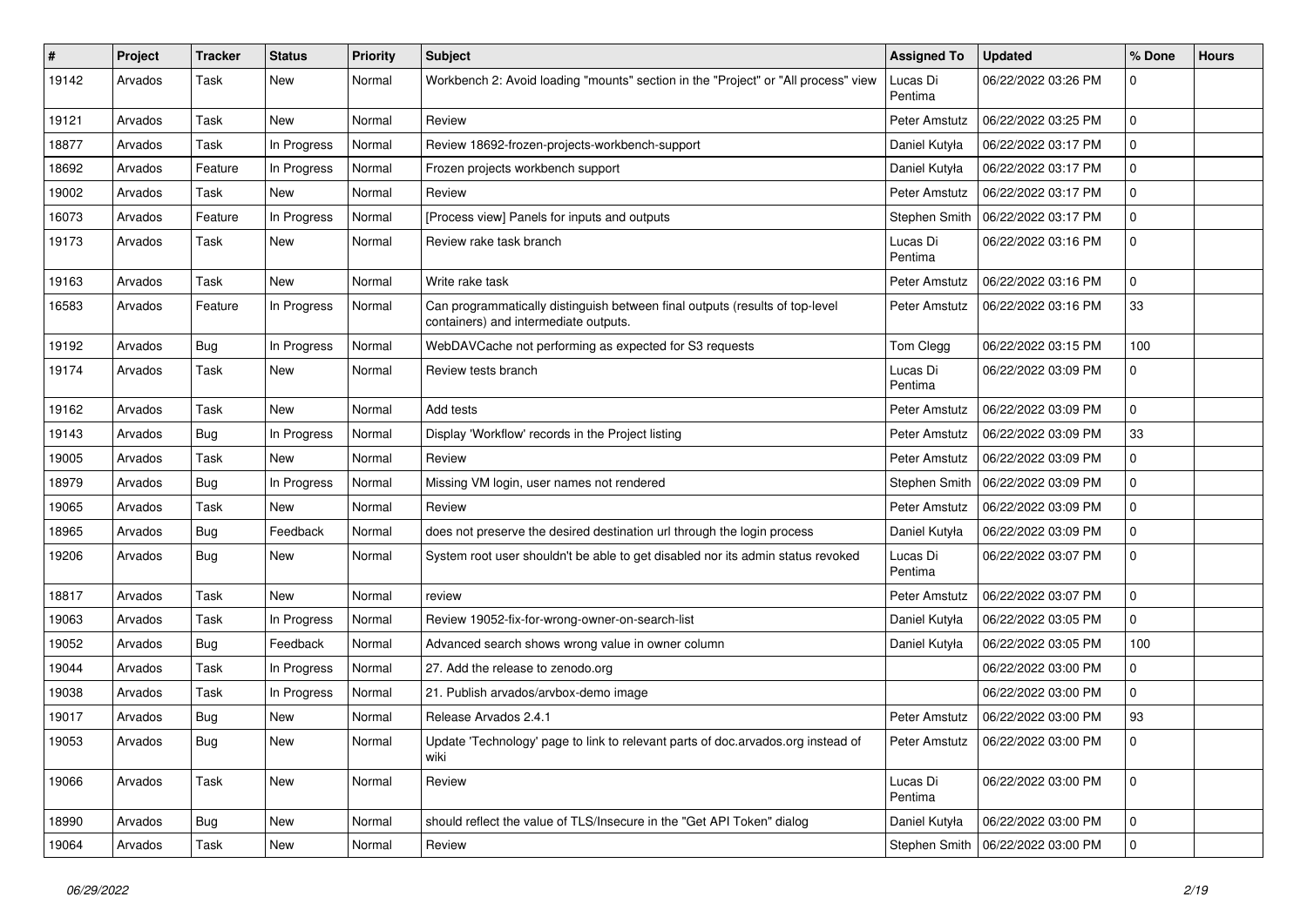| # | Project | Tracker | Status | Priority | Subject | Assigned To | Updated | % Done | Hours |
|---|---|---|---|---|---|---|---|---|---|
| 19142 | Arvados | Task | New | Normal | Workbench 2: Avoid loading "mounts" section in the "Project" or "All process" view | Lucas Di Pentima | 06/22/2022 03:26 PM | 0 | |
| 19121 | Arvados | Task | New | Normal | Review | Peter Amstutz | 06/22/2022 03:25 PM | 0 | |
| 18877 | Arvados | Task | In Progress | Normal | Review 18692-frozen-projects-workbench-support | Daniel Kutyła | 06/22/2022 03:17 PM | 0 | |
| 18692 | Arvados | Feature | In Progress | Normal | Frozen projects workbench support | Daniel Kutyła | 06/22/2022 03:17 PM | 0 | |
| 19002 | Arvados | Task | New | Normal | Review | Peter Amstutz | 06/22/2022 03:17 PM | 0 | |
| 16073 | Arvados | Feature | In Progress | Normal | [Process view] Panels for inputs and outputs | Stephen Smith | 06/22/2022 03:17 PM | 0 | |
| 19173 | Arvados | Task | New | Normal | Review rake task branch | Lucas Di Pentima | 06/22/2022 03:16 PM | 0 | |
| 19163 | Arvados | Task | New | Normal | Write rake task | Peter Amstutz | 06/22/2022 03:16 PM | 0 | |
| 16583 | Arvados | Feature | In Progress | Normal | Can programmatically distinguish between final outputs (results of top-level containers) and intermediate outputs. | Peter Amstutz | 06/22/2022 03:16 PM | 33 | |
| 19192 | Arvados | Bug | In Progress | Normal | WebDAVCache not performing as expected for S3 requests | Tom Clegg | 06/22/2022 03:15 PM | 100 | |
| 19174 | Arvados | Task | New | Normal | Review tests branch | Lucas Di Pentima | 06/22/2022 03:09 PM | 0 | |
| 19162 | Arvados | Task | New | Normal | Add tests | Peter Amstutz | 06/22/2022 03:09 PM | 0 | |
| 19143 | Arvados | Bug | In Progress | Normal | Display 'Workflow' records in the Project listing | Peter Amstutz | 06/22/2022 03:09 PM | 33 | |
| 19005 | Arvados | Task | New | Normal | Review | Peter Amstutz | 06/22/2022 03:09 PM | 0 | |
| 18979 | Arvados | Bug | In Progress | Normal | Missing VM login, user names not rendered | Stephen Smith | 06/22/2022 03:09 PM | 0 | |
| 19065 | Arvados | Task | New | Normal | Review | Peter Amstutz | 06/22/2022 03:09 PM | 0 | |
| 18965 | Arvados | Bug | Feedback | Normal | does not preserve the desired destination url through the login process | Daniel Kutyła | 06/22/2022 03:09 PM | 0 | |
| 19206 | Arvados | Bug | New | Normal | System root user shouldn't be able to get disabled nor its admin status revoked | Lucas Di Pentima | 06/22/2022 03:07 PM | 0 | |
| 18817 | Arvados | Task | New | Normal | review | Peter Amstutz | 06/22/2022 03:07 PM | 0 | |
| 19063 | Arvados | Task | In Progress | Normal | Review 19052-fix-for-wrong-owner-on-search-list | Daniel Kutyła | 06/22/2022 03:05 PM | 0 | |
| 19052 | Arvados | Bug | Feedback | Normal | Advanced search shows wrong value in owner column | Daniel Kutyła | 06/22/2022 03:05 PM | 100 | |
| 19044 | Arvados | Task | In Progress | Normal | 27. Add the release to zenodo.org | | 06/22/2022 03:00 PM | 0 | |
| 19038 | Arvados | Task | In Progress | Normal | 21. Publish arvados/arvbox-demo image | | 06/22/2022 03:00 PM | 0 | |
| 19017 | Arvados | Bug | New | Normal | Release Arvados 2.4.1 | Peter Amstutz | 06/22/2022 03:00 PM | 93 | |
| 19053 | Arvados | Bug | New | Normal | Update 'Technology' page to link to relevant parts of doc.arvados.org instead of wiki | Peter Amstutz | 06/22/2022 03:00 PM | 0 | |
| 19066 | Arvados | Task | New | Normal | Review | Lucas Di Pentima | 06/22/2022 03:00 PM | 0 | |
| 18990 | Arvados | Bug | New | Normal | should reflect the value of TLS/Insecure in the "Get API Token" dialog | Daniel Kutyła | 06/22/2022 03:00 PM | 0 | |
| 19064 | Arvados | Task | New | Normal | Review | Stephen Smith | 06/22/2022 03:00 PM | 0 | |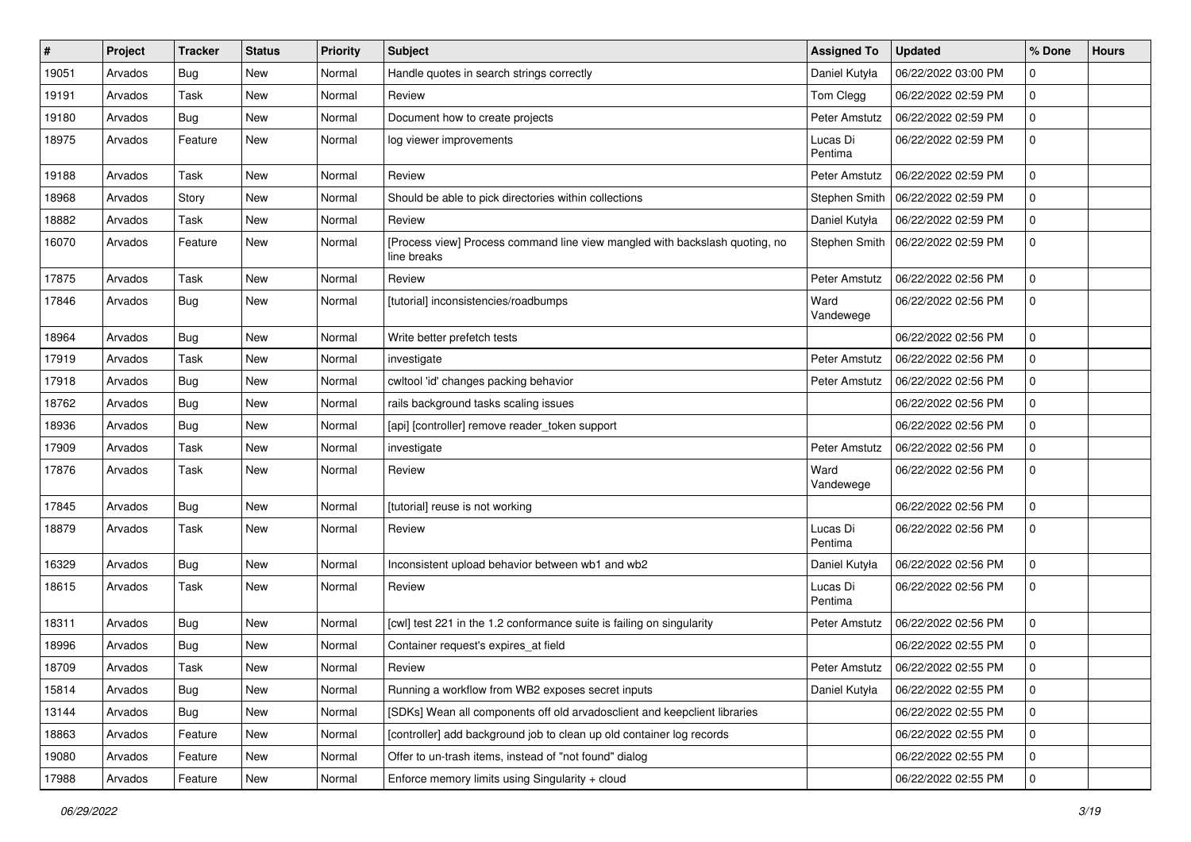| # | Project | Tracker | Status | Priority | Subject | Assigned To | Updated | % Done | Hours |
|---|---|---|---|---|---|---|---|---|---|
| 19051 | Arvados | Bug | New | Normal | Handle quotes in search strings correctly | Daniel Kutyła | 06/22/2022 03:00 PM | 0 | |
| 19191 | Arvados | Task | New | Normal | Review | Tom Clegg | 06/22/2022 02:59 PM | 0 | |
| 19180 | Arvados | Bug | New | Normal | Document how to create projects | Peter Amstutz | 06/22/2022 02:59 PM | 0 | |
| 18975 | Arvados | Feature | New | Normal | log viewer improvements | Lucas Di Pentima | 06/22/2022 02:59 PM | 0 | |
| 19188 | Arvados | Task | New | Normal | Review | Peter Amstutz | 06/22/2022 02:59 PM | 0 | |
| 18968 | Arvados | Story | New | Normal | Should be able to pick directories within collections | Stephen Smith | 06/22/2022 02:59 PM | 0 | |
| 18882 | Arvados | Task | New | Normal | Review | Daniel Kutyła | 06/22/2022 02:59 PM | 0 | |
| 16070 | Arvados | Feature | New | Normal | [Process view] Process command line view mangled with backslash quoting, no line breaks | Stephen Smith | 06/22/2022 02:59 PM | 0 | |
| 17875 | Arvados | Task | New | Normal | Review | Peter Amstutz | 06/22/2022 02:56 PM | 0 | |
| 17846 | Arvados | Bug | New | Normal | [tutorial] inconsistencies/roadbumps | Ward Vandewege | 06/22/2022 02:56 PM | 0 | |
| 18964 | Arvados | Bug | New | Normal | Write better prefetch tests | | 06/22/2022 02:56 PM | 0 | |
| 17919 | Arvados | Task | New | Normal | investigate | Peter Amstutz | 06/22/2022 02:56 PM | 0 | |
| 17918 | Arvados | Bug | New | Normal | cwltool 'id' changes packing behavior | Peter Amstutz | 06/22/2022 02:56 PM | 0 | |
| 18762 | Arvados | Bug | New | Normal | rails background tasks scaling issues | | 06/22/2022 02:56 PM | 0 | |
| 18936 | Arvados | Bug | New | Normal | [api] [controller] remove reader_token support | | 06/22/2022 02:56 PM | 0 | |
| 17909 | Arvados | Task | New | Normal | investigate | Peter Amstutz | 06/22/2022 02:56 PM | 0 | |
| 17876 | Arvados | Task | New | Normal | Review | Ward Vandewege | 06/22/2022 02:56 PM | 0 | |
| 17845 | Arvados | Bug | New | Normal | [tutorial] reuse is not working | | 06/22/2022 02:56 PM | 0 | |
| 18879 | Arvados | Task | New | Normal | Review | Lucas Di Pentima | 06/22/2022 02:56 PM | 0 | |
| 16329 | Arvados | Bug | New | Normal | Inconsistent upload behavior between wb1 and wb2 | Daniel Kutyła | 06/22/2022 02:56 PM | 0 | |
| 18615 | Arvados | Task | New | Normal | Review | Lucas Di Pentima | 06/22/2022 02:56 PM | 0 | |
| 18311 | Arvados | Bug | New | Normal | [cwl] test 221 in the 1.2 conformance suite is failing on singularity | Peter Amstutz | 06/22/2022 02:56 PM | 0 | |
| 18996 | Arvados | Bug | New | Normal | Container request's expires_at field | | 06/22/2022 02:55 PM | 0 | |
| 18709 | Arvados | Task | New | Normal | Review | Peter Amstutz | 06/22/2022 02:55 PM | 0 | |
| 15814 | Arvados | Bug | New | Normal | Running a workflow from WB2 exposes secret inputs | Daniel Kutyła | 06/22/2022 02:55 PM | 0 | |
| 13144 | Arvados | Bug | New | Normal | [SDKs] Wean all components off old arvadosclient and keepclient libraries | | 06/22/2022 02:55 PM | 0 | |
| 18863 | Arvados | Feature | New | Normal | [controller] add background job to clean up old container log records | | 06/22/2022 02:55 PM | 0 | |
| 19080 | Arvados | Feature | New | Normal | Offer to un-trash items, instead of "not found" dialog | | 06/22/2022 02:55 PM | 0 | |
| 17988 | Arvados | Feature | New | Normal | Enforce memory limits using Singularity + cloud | | 06/22/2022 02:55 PM | 0 | |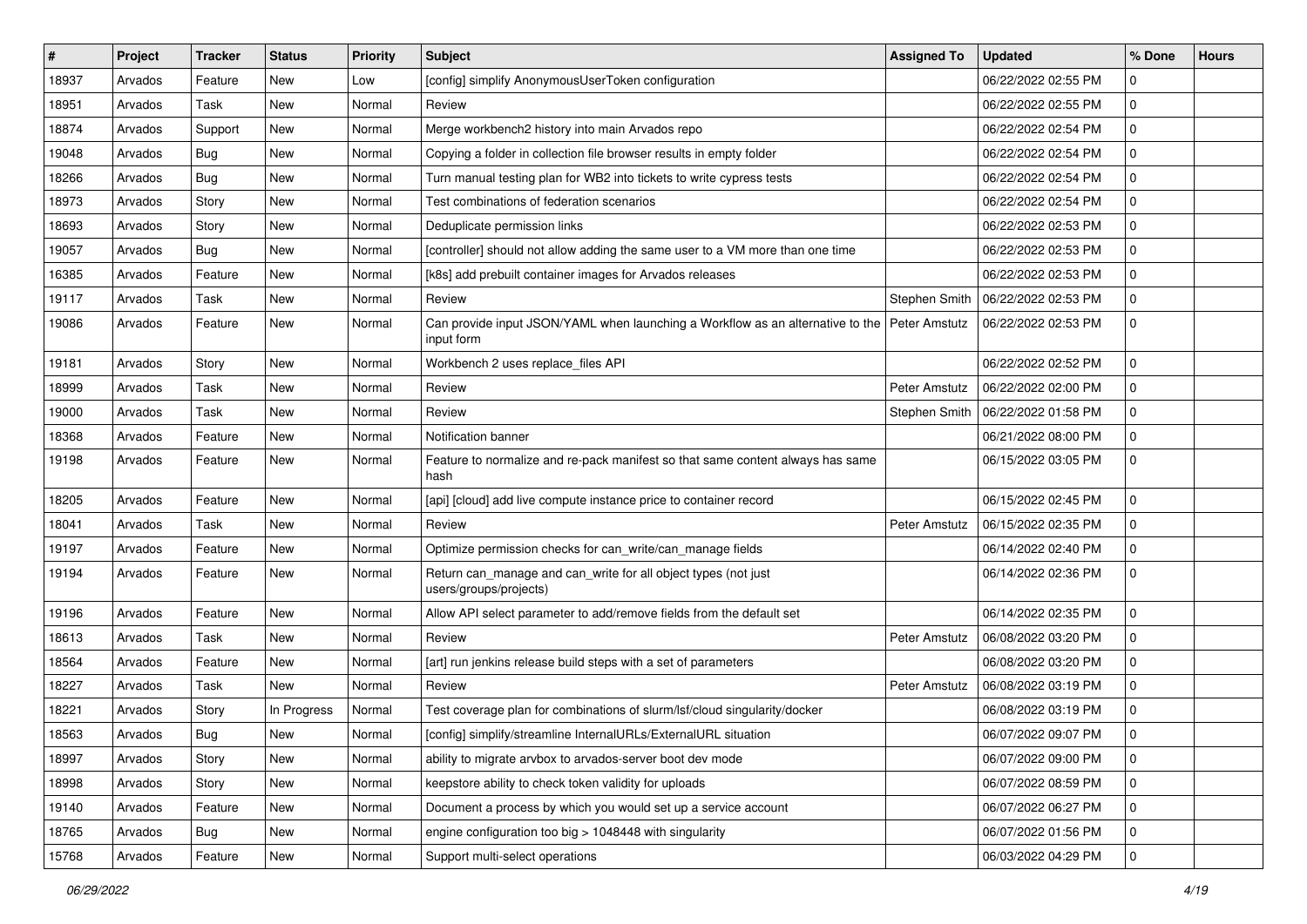| # | Project | Tracker | Status | Priority | Subject | Assigned To | Updated | % Done | Hours |
|---|---|---|---|---|---|---|---|---|---|
| 18937 | Arvados | Feature | New | Low | [config] simplify AnonymousUserToken configuration | | 06/22/2022 02:55 PM | 0 | |
| 18951 | Arvados | Task | New | Normal | Review | | 06/22/2022 02:55 PM | 0 | |
| 18874 | Arvados | Support | New | Normal | Merge workbench2 history into main Arvados repo | | 06/22/2022 02:54 PM | 0 | |
| 19048 | Arvados | Bug | New | Normal | Copying a folder in collection file browser results in empty folder | | 06/22/2022 02:54 PM | 0 | |
| 18266 | Arvados | Bug | New | Normal | Turn manual testing plan for WB2 into tickets to write cypress tests | | 06/22/2022 02:54 PM | 0 | |
| 18973 | Arvados | Story | New | Normal | Test combinations of federation scenarios | | 06/22/2022 02:54 PM | 0 | |
| 18693 | Arvados | Story | New | Normal | Deduplicate permission links | | 06/22/2022 02:53 PM | 0 | |
| 19057 | Arvados | Bug | New | Normal | [controller] should not allow adding the same user to a VM more than one time | | 06/22/2022 02:53 PM | 0 | |
| 16385 | Arvados | Feature | New | Normal | [k8s] add prebuilt container images for Arvados releases | | 06/22/2022 02:53 PM | 0 | |
| 19117 | Arvados | Task | New | Normal | Review | Stephen Smith | 06/22/2022 02:53 PM | 0 | |
| 19086 | Arvados | Feature | New | Normal | Can provide input JSON/YAML when launching a Workflow as an alternative to the input form | Peter Amstutz | 06/22/2022 02:53 PM | 0 | |
| 19181 | Arvados | Story | New | Normal | Workbench 2 uses replace_files API | | 06/22/2022 02:52 PM | 0 | |
| 18999 | Arvados | Task | New | Normal | Review | Peter Amstutz | 06/22/2022 02:00 PM | 0 | |
| 19000 | Arvados | Task | New | Normal | Review | Stephen Smith | 06/22/2022 01:58 PM | 0 | |
| 18368 | Arvados | Feature | New | Normal | Notification banner | | 06/21/2022 08:00 PM | 0 | |
| 19198 | Arvados | Feature | New | Normal | Feature to normalize and re-pack manifest so that same content always has same hash | | 06/15/2022 03:05 PM | 0 | |
| 18205 | Arvados | Feature | New | Normal | [api] [cloud] add live compute instance price to container record | | 06/15/2022 02:45 PM | 0 | |
| 18041 | Arvados | Task | New | Normal | Review | Peter Amstutz | 06/15/2022 02:35 PM | 0 | |
| 19197 | Arvados | Feature | New | Normal | Optimize permission checks for can_write/can_manage fields | | 06/14/2022 02:40 PM | 0 | |
| 19194 | Arvados | Feature | New | Normal | Return can_manage and can_write for all object types (not just users/groups/projects) | | 06/14/2022 02:36 PM | 0 | |
| 19196 | Arvados | Feature | New | Normal | Allow API select parameter to add/remove fields from the default set | | 06/14/2022 02:35 PM | 0 | |
| 18613 | Arvados | Task | New | Normal | Review | Peter Amstutz | 06/08/2022 03:20 PM | 0 | |
| 18564 | Arvados | Feature | New | Normal | [art] run jenkins release build steps with a set of parameters | | 06/08/2022 03:20 PM | 0 | |
| 18227 | Arvados | Task | New | Normal | Review | Peter Amstutz | 06/08/2022 03:19 PM | 0 | |
| 18221 | Arvados | Story | In Progress | Normal | Test coverage plan for combinations of slurm/lsf/cloud singularity/docker | | 06/08/2022 03:19 PM | 0 | |
| 18563 | Arvados | Bug | New | Normal | [config] simplify/streamline InternalURLs/ExternalURL situation | | 06/07/2022 09:07 PM | 0 | |
| 18997 | Arvados | Story | New | Normal | ability to migrate arvbox to arvados-server boot dev mode | | 06/07/2022 09:00 PM | 0 | |
| 18998 | Arvados | Story | New | Normal | keepstore ability to check token validity for uploads | | 06/07/2022 08:59 PM | 0 | |
| 19140 | Arvados | Feature | New | Normal | Document a process by which you would set up a service account | | 06/07/2022 06:27 PM | 0 | |
| 18765 | Arvados | Bug | New | Normal | engine configuration too big > 1048448 with singularity | | 06/07/2022 01:56 PM | 0 | |
| 15768 | Arvados | Feature | New | Normal | Support multi-select operations | | 06/03/2022 04:29 PM | 0 | |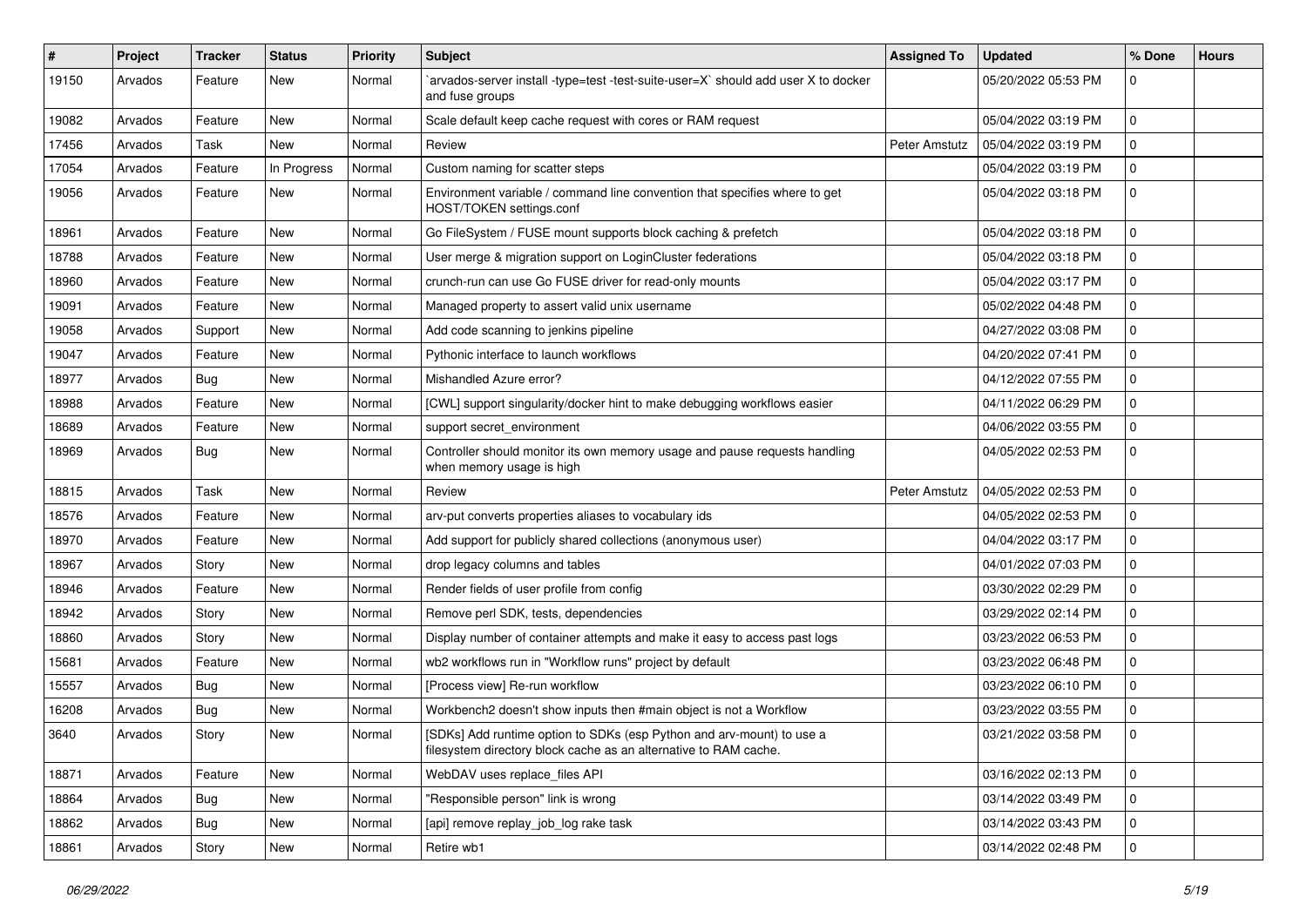| # | Project | Tracker | Status | Priority | Subject | Assigned To | Updated | % Done | Hours |
|---|---|---|---|---|---|---|---|---|---|
| 19150 | Arvados | Feature | New | Normal | `arvados-server install -type=test -test-suite-user=X` should add user X to docker and fuse groups | | 05/20/2022 05:53 PM | 0 | |
| 19082 | Arvados | Feature | New | Normal | Scale default keep cache request with cores or RAM request | | 05/04/2022 03:19 PM | 0 | |
| 17456 | Arvados | Task | New | Normal | Review | Peter Amstutz | 05/04/2022 03:19 PM | 0 | |
| 17054 | Arvados | Feature | In Progress | Normal | Custom naming for scatter steps | | 05/04/2022 03:19 PM | 0 | |
| 19056 | Arvados | Feature | New | Normal | Environment variable / command line convention that specifies where to get HOST/TOKEN settings.conf | | 05/04/2022 03:18 PM | 0 | |
| 18961 | Arvados | Feature | New | Normal | Go FileSystem / FUSE mount supports block caching & prefetch | | 05/04/2022 03:18 PM | 0 | |
| 18788 | Arvados | Feature | New | Normal | User merge & migration support on LoginCluster federations | | 05/04/2022 03:18 PM | 0 | |
| 18960 | Arvados | Feature | New | Normal | crunch-run can use Go FUSE driver for read-only mounts | | 05/04/2022 03:17 PM | 0 | |
| 19091 | Arvados | Feature | New | Normal | Managed property to assert valid unix username | | 05/02/2022 04:48 PM | 0 | |
| 19058 | Arvados | Support | New | Normal | Add code scanning to jenkins pipeline | | 04/27/2022 03:08 PM | 0 | |
| 19047 | Arvados | Feature | New | Normal | Pythonic interface to launch workflows | | 04/20/2022 07:41 PM | 0 | |
| 18977 | Arvados | Bug | New | Normal | Mishandled Azure error? | | 04/12/2022 07:55 PM | 0 | |
| 18988 | Arvados | Feature | New | Normal | [CWL] support singularity/docker hint to make debugging workflows easier | | 04/11/2022 06:29 PM | 0 | |
| 18689 | Arvados | Feature | New | Normal | support secret_environment | | 04/06/2022 03:55 PM | 0 | |
| 18969 | Arvados | Bug | New | Normal | Controller should monitor its own memory usage and pause requests handling when memory usage is high | | 04/05/2022 02:53 PM | 0 | |
| 18815 | Arvados | Task | New | Normal | Review | Peter Amstutz | 04/05/2022 02:53 PM | 0 | |
| 18576 | Arvados | Feature | New | Normal | arv-put converts properties aliases to vocabulary ids | | 04/05/2022 02:53 PM | 0 | |
| 18970 | Arvados | Feature | New | Normal | Add support for publicly shared collections (anonymous user) | | 04/04/2022 03:17 PM | 0 | |
| 18967 | Arvados | Story | New | Normal | drop legacy columns and tables | | 04/01/2022 07:03 PM | 0 | |
| 18946 | Arvados | Feature | New | Normal | Render fields of user profile from config | | 03/30/2022 02:29 PM | 0 | |
| 18942 | Arvados | Story | New | Normal | Remove perl SDK, tests, dependencies | | 03/29/2022 02:14 PM | 0 | |
| 18860 | Arvados | Story | New | Normal | Display number of container attempts and make it easy to access past logs | | 03/23/2022 06:53 PM | 0 | |
| 15681 | Arvados | Feature | New | Normal | wb2 workflows run in "Workflow runs" project by default | | 03/23/2022 06:48 PM | 0 | |
| 15557 | Arvados | Bug | New | Normal | [Process view] Re-run workflow | | 03/23/2022 06:10 PM | 0 | |
| 16208 | Arvados | Bug | New | Normal | Workbench2 doesn't show inputs then #main object is not a Workflow | | 03/23/2022 03:55 PM | 0 | |
| 3640 | Arvados | Story | New | Normal | [SDKs] Add runtime option to SDKs (esp Python and arv-mount) to use a filesystem directory block cache as an alternative to RAM cache. | | 03/21/2022 03:58 PM | 0 | |
| 18871 | Arvados | Feature | New | Normal | WebDAV uses replace_files API | | 03/16/2022 02:13 PM | 0 | |
| 18864 | Arvados | Bug | New | Normal | "Responsible person" link is wrong | | 03/14/2022 03:49 PM | 0 | |
| 18862 | Arvados | Bug | New | Normal | [api] remove replay_job_log rake task | | 03/14/2022 03:43 PM | 0 | |
| 18861 | Arvados | Story | New | Normal | Retire wb1 | | 03/14/2022 02:48 PM | 0 | |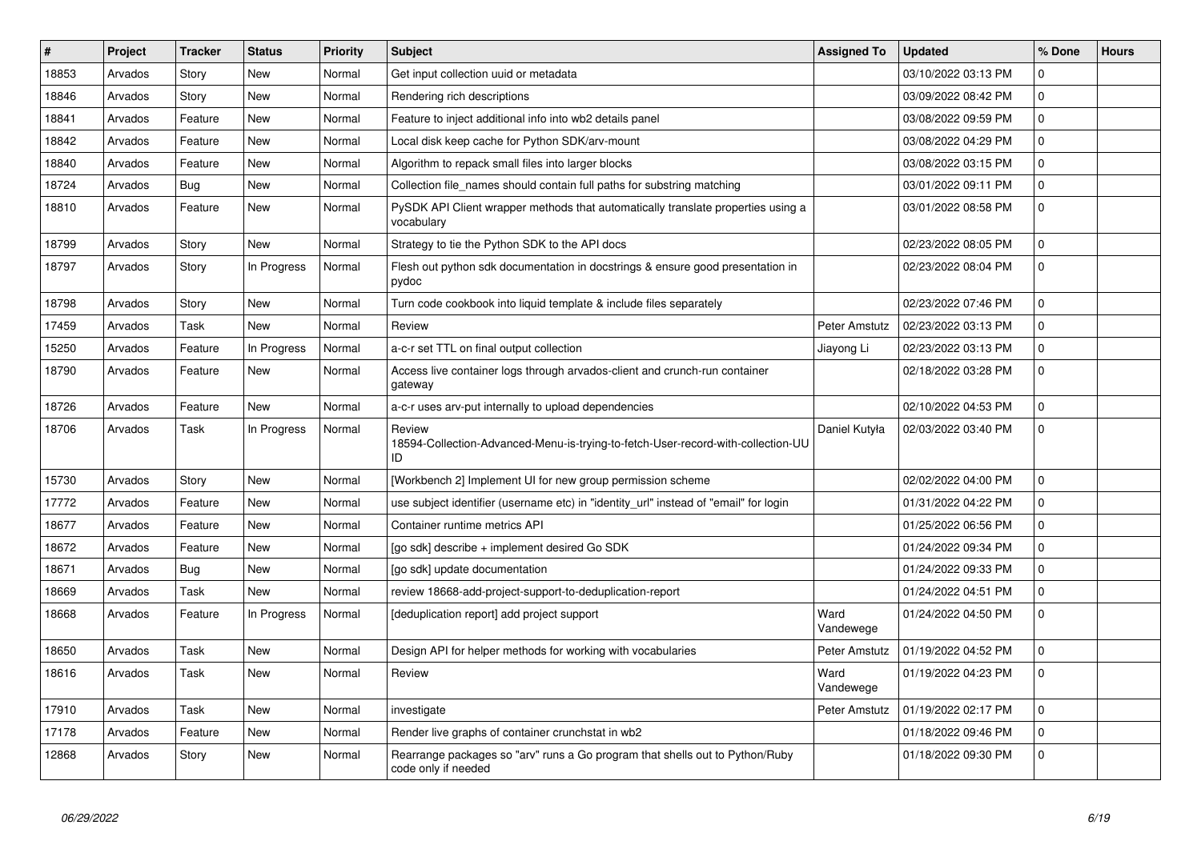| # | Project | Tracker | Status | Priority | Subject | Assigned To | Updated | % Done | Hours |
|---|---|---|---|---|---|---|---|---|---|
| 18853 | Arvados | Story | New | Normal | Get input collection uuid or metadata | | 03/10/2022 03:13 PM | 0 | |
| 18846 | Arvados | Story | New | Normal | Rendering rich descriptions | | 03/09/2022 08:42 PM | 0 | |
| 18841 | Arvados | Feature | New | Normal | Feature to inject additional info into wb2 details panel | | 03/08/2022 09:59 PM | 0 | |
| 18842 | Arvados | Feature | New | Normal | Local disk keep cache for Python SDK/arv-mount | | 03/08/2022 04:29 PM | 0 | |
| 18840 | Arvados | Feature | New | Normal | Algorithm to repack small files into larger blocks | | 03/08/2022 03:15 PM | 0 | |
| 18724 | Arvados | Bug | New | Normal | Collection file_names should contain full paths for substring matching | | 03/01/2022 09:11 PM | 0 | |
| 18810 | Arvados | Feature | New | Normal | PySDK API Client wrapper methods that automatically translate properties using a vocabulary | | 03/01/2022 08:58 PM | 0 | |
| 18799 | Arvados | Story | New | Normal | Strategy to tie the Python SDK to the API docs | | 02/23/2022 08:05 PM | 0 | |
| 18797 | Arvados | Story | In Progress | Normal | Flesh out python sdk documentation in docstrings & ensure good presentation in pydoc | | 02/23/2022 08:04 PM | 0 | |
| 18798 | Arvados | Story | New | Normal | Turn code cookbook into liquid template & include files separately | | 02/23/2022 07:46 PM | 0 | |
| 17459 | Arvados | Task | New | Normal | Review | Peter Amstutz | 02/23/2022 03:13 PM | 0 | |
| 15250 | Arvados | Feature | In Progress | Normal | a-c-r set TTL on final output collection | Jiayong Li | 02/23/2022 03:13 PM | 0 | |
| 18790 | Arvados | Feature | New | Normal | Access live container logs through arvados-client and crunch-run container gateway | | 02/18/2022 03:28 PM | 0 | |
| 18726 | Arvados | Feature | New | Normal | a-c-r uses arv-put internally to upload dependencies | | 02/10/2022 04:53 PM | 0 | |
| 18706 | Arvados | Task | In Progress | Normal | Review 18594-Collection-Advanced-Menu-is-trying-to-fetch-User-record-with-collection-UUID | Daniel Kutyła | 02/03/2022 03:40 PM | 0 | |
| 15730 | Arvados | Story | New | Normal | [Workbench 2] Implement UI for new group permission scheme | | 02/02/2022 04:00 PM | 0 | |
| 17772 | Arvados | Feature | New | Normal | use subject identifier (username etc) in "identity_url" instead of "email" for login | | 01/31/2022 04:22 PM | 0 | |
| 18677 | Arvados | Feature | New | Normal | Container runtime metrics API | | 01/25/2022 06:56 PM | 0 | |
| 18672 | Arvados | Feature | New | Normal | [go sdk] describe + implement desired Go SDK | | 01/24/2022 09:34 PM | 0 | |
| 18671 | Arvados | Bug | New | Normal | [go sdk] update documentation | | 01/24/2022 09:33 PM | 0 | |
| 18669 | Arvados | Task | New | Normal | review 18668-add-project-support-to-deduplication-report | | 01/24/2022 04:51 PM | 0 | |
| 18668 | Arvados | Feature | In Progress | Normal | [deduplication report] add project support | Ward Vandewege | 01/24/2022 04:50 PM | 0 | |
| 18650 | Arvados | Task | New | Normal | Design API for helper methods for working with vocabularies | Peter Amstutz | 01/19/2022 04:52 PM | 0 | |
| 18616 | Arvados | Task | New | Normal | Review | Ward Vandewege | 01/19/2022 04:23 PM | 0 | |
| 17910 | Arvados | Task | New | Normal | investigate | Peter Amstutz | 01/19/2022 02:17 PM | 0 | |
| 17178 | Arvados | Feature | New | Normal | Render live graphs of container crunchstat in wb2 | | 01/18/2022 09:46 PM | 0 | |
| 12868 | Arvados | Story | New | Normal | Rearrange packages so "arv" runs a Go program that shells out to Python/Ruby code only if needed | | 01/18/2022 09:30 PM | 0 | |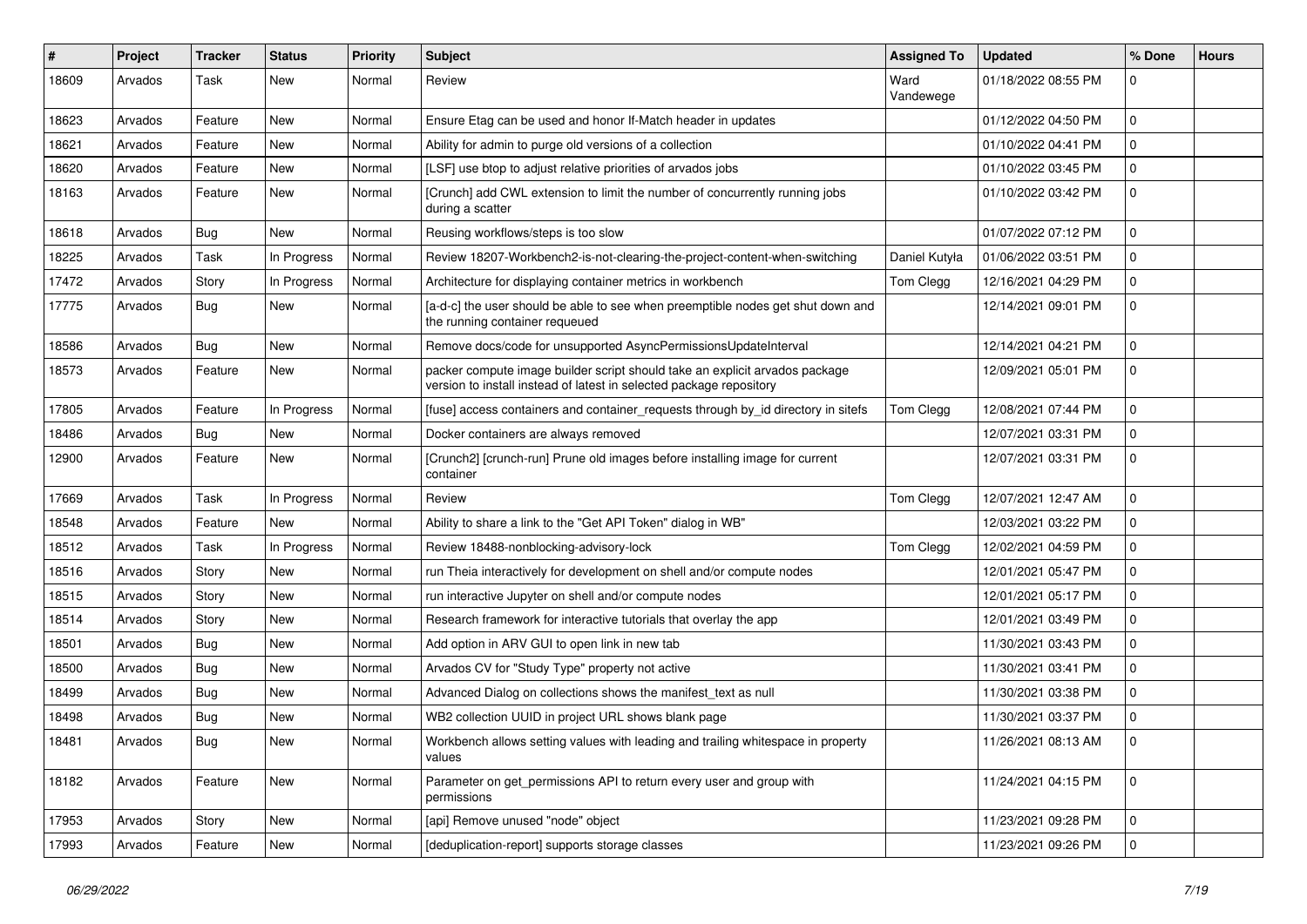| # | Project | Tracker | Status | Priority | Subject | Assigned To | Updated | % Done | Hours |
|---|---|---|---|---|---|---|---|---|---|
| 18609 | Arvados | Task | New | Normal | Review | Ward Vandewege | 01/18/2022 08:55 PM | 0 | |
| 18623 | Arvados | Feature | New | Normal | Ensure Etag can be used and honor If-Match header in updates | | 01/12/2022 04:50 PM | 0 | |
| 18621 | Arvados | Feature | New | Normal | Ability for admin to purge old versions of a collection | | 01/10/2022 04:41 PM | 0 | |
| 18620 | Arvados | Feature | New | Normal | [LSF] use btop to adjust relative priorities of arvados jobs | | 01/10/2022 03:45 PM | 0 | |
| 18163 | Arvados | Feature | New | Normal | [Crunch] add CWL extension to limit the number of concurrently running jobs during a scatter | | 01/10/2022 03:42 PM | 0 | |
| 18618 | Arvados | Bug | New | Normal | Reusing workflows/steps is too slow | | 01/07/2022 07:12 PM | 0 | |
| 18225 | Arvados | Task | In Progress | Normal | Review 18207-Workbench2-is-not-clearing-the-project-content-when-switching | Daniel Kutyła | 01/06/2022 03:51 PM | 0 | |
| 17472 | Arvados | Story | In Progress | Normal | Architecture for displaying container metrics in workbench | Tom Clegg | 12/16/2021 04:29 PM | 0 | |
| 17775 | Arvados | Bug | New | Normal | [a-d-c] the user should be able to see when preemptible nodes get shut down and the running container requeued | | 12/14/2021 09:01 PM | 0 | |
| 18586 | Arvados | Bug | New | Normal | Remove docs/code for unsupported AsyncPermissionsUpdateInterval | | 12/14/2021 04:21 PM | 0 | |
| 18573 | Arvados | Feature | New | Normal | packer compute image builder script should take an explicit arvados package version to install instead of latest in selected package repository | | 12/09/2021 05:01 PM | 0 | |
| 17805 | Arvados | Feature | In Progress | Normal | [fuse] access containers and container_requests through by_id directory in sitefs | Tom Clegg | 12/08/2021 07:44 PM | 0 | |
| 18486 | Arvados | Bug | New | Normal | Docker containers are always removed | | 12/07/2021 03:31 PM | 0 | |
| 12900 | Arvados | Feature | New | Normal | [Crunch2] [crunch-run] Prune old images before installing image for current container | | 12/07/2021 03:31 PM | 0 | |
| 17669 | Arvados | Task | In Progress | Normal | Review | Tom Clegg | 12/07/2021 12:47 AM | 0 | |
| 18548 | Arvados | Feature | New | Normal | Ability to share a link to the "Get API Token" dialog in WB" | | 12/03/2021 03:22 PM | 0 | |
| 18512 | Arvados | Task | In Progress | Normal | Review 18488-nonblocking-advisory-lock | Tom Clegg | 12/02/2021 04:59 PM | 0 | |
| 18516 | Arvados | Story | New | Normal | run Theia interactively for development on shell and/or compute nodes | | 12/01/2021 05:47 PM | 0 | |
| 18515 | Arvados | Story | New | Normal | run interactive Jupyter on shell and/or compute nodes | | 12/01/2021 05:17 PM | 0 | |
| 18514 | Arvados | Story | New | Normal | Research framework for interactive tutorials that overlay the app | | 12/01/2021 03:49 PM | 0 | |
| 18501 | Arvados | Bug | New | Normal | Add option in ARV GUI to open link in new tab | | 11/30/2021 03:43 PM | 0 | |
| 18500 | Arvados | Bug | New | Normal | Arvados CV for "Study Type" property not active | | 11/30/2021 03:41 PM | 0 | |
| 18499 | Arvados | Bug | New | Normal | Advanced Dialog on collections shows the manifest_text as null | | 11/30/2021 03:38 PM | 0 | |
| 18498 | Arvados | Bug | New | Normal | WB2 collection UUID in project URL shows blank page | | 11/30/2021 03:37 PM | 0 | |
| 18481 | Arvados | Bug | New | Normal | Workbench allows setting values with leading and trailing whitespace in property values | | 11/26/2021 08:13 AM | 0 | |
| 18182 | Arvados | Feature | New | Normal | Parameter on get_permissions API to return every user and group with permissions | | 11/24/2021 04:15 PM | 0 | |
| 17953 | Arvados | Story | New | Normal | [api] Remove unused "node" object | | 11/23/2021 09:28 PM | 0 | |
| 17993 | Arvados | Feature | New | Normal | [deduplication-report] supports storage classes | | 11/23/2021 09:26 PM | 0 | |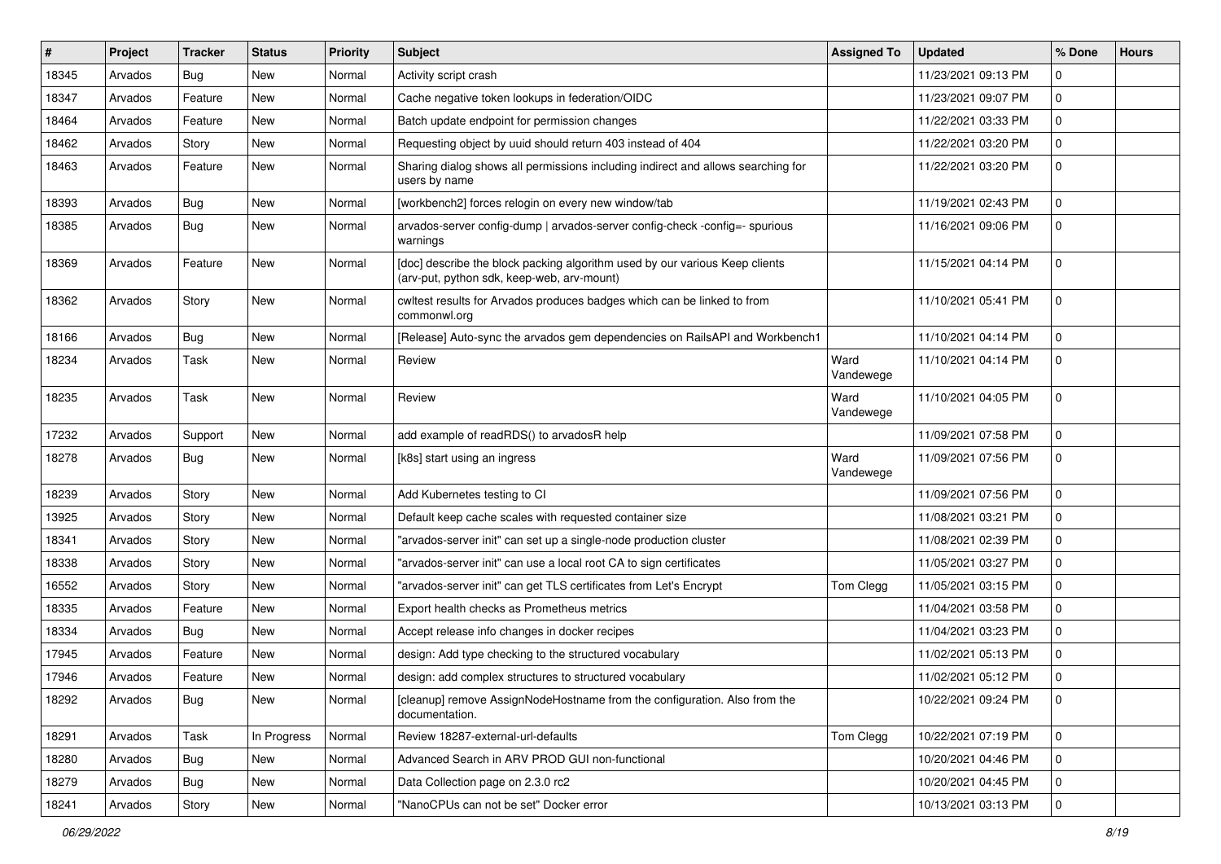| # | Project | Tracker | Status | Priority | Subject | Assigned To | Updated | % Done | Hours |
|---|---|---|---|---|---|---|---|---|---|
| 18345 | Arvados | Bug | New | Normal | Activity script crash | | 11/23/2021 09:13 PM | 0 | |
| 18347 | Arvados | Feature | New | Normal | Cache negative token lookups in federation/OIDC | | 11/23/2021 09:07 PM | 0 | |
| 18464 | Arvados | Feature | New | Normal | Batch update endpoint for permission changes | | 11/22/2021 03:33 PM | 0 | |
| 18462 | Arvados | Story | New | Normal | Requesting object by uuid should return 403 instead of 404 | | 11/22/2021 03:20 PM | 0 | |
| 18463 | Arvados | Feature | New | Normal | Sharing dialog shows all permissions including indirect and allows searching for users by name | | 11/22/2021 03:20 PM | 0 | |
| 18393 | Arvados | Bug | New | Normal | [workbench2] forces relogin on every new window/tab | | 11/19/2021 02:43 PM | 0 | |
| 18385 | Arvados | Bug | New | Normal | arvados-server config-dump \| arvados-server config-check -config=- spurious warnings | | 11/16/2021 09:06 PM | 0 | |
| 18369 | Arvados | Feature | New | Normal | [doc] describe the block packing algorithm used by our various Keep clients (arv-put, python sdk, keep-web, arv-mount) | | 11/15/2021 04:14 PM | 0 | |
| 18362 | Arvados | Story | New | Normal | cwltest results for Arvados produces badges which can be linked to from commonwl.org | | 11/10/2021 05:41 PM | 0 | |
| 18166 | Arvados | Bug | New | Normal | [Release] Auto-sync the arvados gem dependencies on RailsAPI and Workbench1 | | 11/10/2021 04:14 PM | 0 | |
| 18234 | Arvados | Task | New | Normal | Review | Ward Vandewege | 11/10/2021 04:14 PM | 0 | |
| 18235 | Arvados | Task | New | Normal | Review | Ward Vandewege | 11/10/2021 04:05 PM | 0 | |
| 17232 | Arvados | Support | New | Normal | add example of readRDS() to arvadosR help | | 11/09/2021 07:58 PM | 0 | |
| 18278 | Arvados | Bug | New | Normal | [k8s] start using an ingress | Ward Vandewege | 11/09/2021 07:56 PM | 0 | |
| 18239 | Arvados | Story | New | Normal | Add Kubernetes testing to CI | | 11/09/2021 07:56 PM | 0 | |
| 13925 | Arvados | Story | New | Normal | Default keep cache scales with requested container size | | 11/08/2021 03:21 PM | 0 | |
| 18341 | Arvados | Story | New | Normal | "arvados-server init" can set up a single-node production cluster | | 11/08/2021 02:39 PM | 0 | |
| 18338 | Arvados | Story | New | Normal | "arvados-server init" can use a local root CA to sign certificates | | 11/05/2021 03:27 PM | 0 | |
| 16552 | Arvados | Story | New | Normal | "arvados-server init" can get TLS certificates from Let's Encrypt | Tom Clegg | 11/05/2021 03:15 PM | 0 | |
| 18335 | Arvados | Feature | New | Normal | Export health checks as Prometheus metrics | | 11/04/2021 03:58 PM | 0 | |
| 18334 | Arvados | Bug | New | Normal | Accept release info changes in docker recipes | | 11/04/2021 03:23 PM | 0 | |
| 17945 | Arvados | Feature | New | Normal | design: Add type checking to the structured vocabulary | | 11/02/2021 05:13 PM | 0 | |
| 17946 | Arvados | Feature | New | Normal | design: add complex structures to structured vocabulary | | 11/02/2021 05:12 PM | 0 | |
| 18292 | Arvados | Bug | New | Normal | [cleanup] remove AssignNodeHostname from the configuration. Also from the documentation. | | 10/22/2021 09:24 PM | 0 | |
| 18291 | Arvados | Task | In Progress | Normal | Review 18287-external-url-defaults | Tom Clegg | 10/22/2021 07:19 PM | 0 | |
| 18280 | Arvados | Bug | New | Normal | Advanced Search in ARV PROD GUI non-functional | | 10/20/2021 04:46 PM | 0 | |
| 18279 | Arvados | Bug | New | Normal | Data Collection page on 2.3.0 rc2 | | 10/20/2021 04:45 PM | 0 | |
| 18241 | Arvados | Story | New | Normal | "NanoCPUs can not be set" Docker error | | 10/13/2021 03:13 PM | 0 | |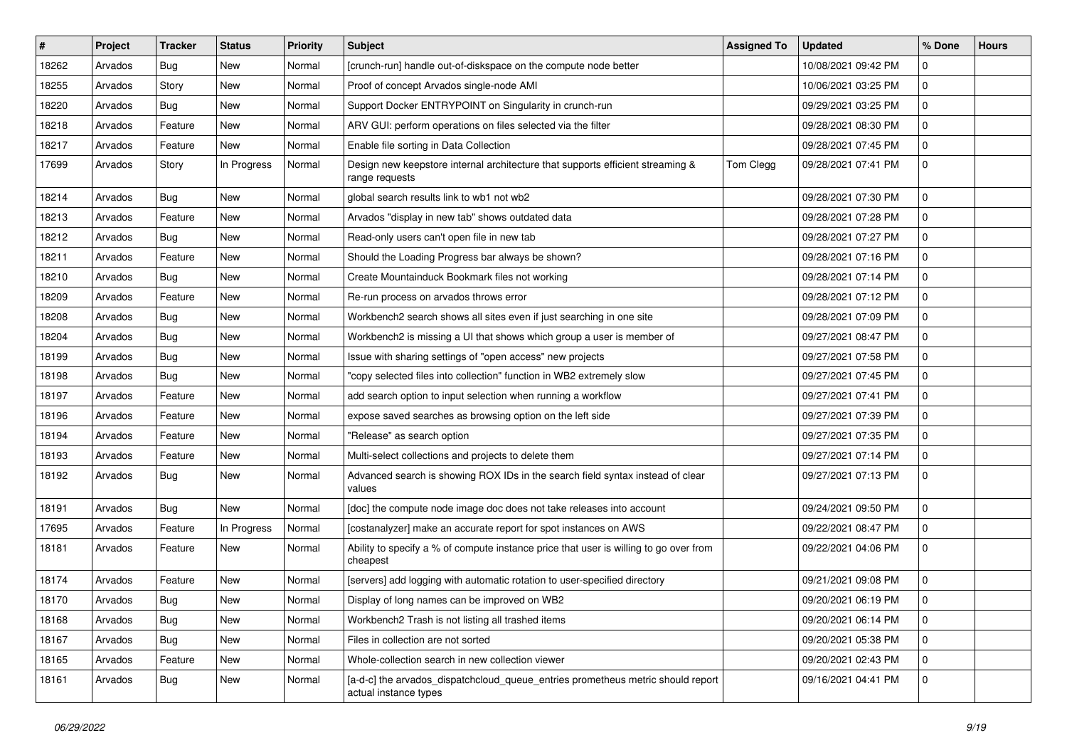| # | Project | Tracker | Status | Priority | Subject | Assigned To | Updated | % Done | Hours |
|---|---|---|---|---|---|---|---|---|---|
| 18262 | Arvados | Bug | New | Normal | [crunch-run] handle out-of-diskspace on the compute node better | | 10/08/2021 09:42 PM | 0 | |
| 18255 | Arvados | Story | New | Normal | Proof of concept Arvados single-node AMI | | 10/06/2021 03:25 PM | 0 | |
| 18220 | Arvados | Bug | New | Normal | Support Docker ENTRYPOINT on Singularity in crunch-run | | 09/29/2021 03:25 PM | 0 | |
| 18218 | Arvados | Feature | New | Normal | ARV GUI: perform operations on files selected via the filter | | 09/28/2021 08:30 PM | 0 | |
| 18217 | Arvados | Feature | New | Normal | Enable file sorting in Data Collection | | 09/28/2021 07:45 PM | 0 | |
| 17699 | Arvados | Story | In Progress | Normal | Design new keepstore internal architecture that supports efficient streaming & range requests | Tom Clegg | 09/28/2021 07:41 PM | 0 | |
| 18214 | Arvados | Bug | New | Normal | global search results link to wb1 not wb2 | | 09/28/2021 07:30 PM | 0 | |
| 18213 | Arvados | Feature | New | Normal | Arvados "display in new tab" shows outdated data | | 09/28/2021 07:28 PM | 0 | |
| 18212 | Arvados | Bug | New | Normal | Read-only users can't open file in new tab | | 09/28/2021 07:27 PM | 0 | |
| 18211 | Arvados | Feature | New | Normal | Should the Loading Progress bar always be shown? | | 09/28/2021 07:16 PM | 0 | |
| 18210 | Arvados | Bug | New | Normal | Create Mountainduck Bookmark files not working | | 09/28/2021 07:14 PM | 0 | |
| 18209 | Arvados | Feature | New | Normal | Re-run process on arvados throws error | | 09/28/2021 07:12 PM | 0 | |
| 18208 | Arvados | Bug | New | Normal | Workbench2 search shows all sites even if just searching in one site | | 09/28/2021 07:09 PM | 0 | |
| 18204 | Arvados | Bug | New | Normal | Workbench2 is missing a UI that shows which group a user is member of | | 09/27/2021 08:47 PM | 0 | |
| 18199 | Arvados | Bug | New | Normal | Issue with sharing settings of "open access" new projects | | 09/27/2021 07:58 PM | 0 | |
| 18198 | Arvados | Bug | New | Normal | "copy selected files into collection" function in WB2 extremely slow | | 09/27/2021 07:45 PM | 0 | |
| 18197 | Arvados | Feature | New | Normal | add search option to input selection when running a workflow | | 09/27/2021 07:41 PM | 0 | |
| 18196 | Arvados | Feature | New | Normal | expose saved searches as browsing option on the left side | | 09/27/2021 07:39 PM | 0 | |
| 18194 | Arvados | Feature | New | Normal | "Release" as search option | | 09/27/2021 07:35 PM | 0 | |
| 18193 | Arvados | Feature | New | Normal | Multi-select collections and projects to delete them | | 09/27/2021 07:14 PM | 0 | |
| 18192 | Arvados | Bug | New | Normal | Advanced search is showing ROX IDs in the search field syntax instead of clear values | | 09/27/2021 07:13 PM | 0 | |
| 18191 | Arvados | Bug | New | Normal | [doc] the compute node image doc does not take releases into account | | 09/24/2021 09:50 PM | 0 | |
| 17695 | Arvados | Feature | In Progress | Normal | [costanalyzer] make an accurate report for spot instances on AWS | | 09/22/2021 08:47 PM | 0 | |
| 18181 | Arvados | Feature | New | Normal | Ability to specify a % of compute instance price that user is willing to go over from cheapest | | 09/22/2021 04:06 PM | 0 | |
| 18174 | Arvados | Feature | New | Normal | [servers] add logging with automatic rotation to user-specified directory | | 09/21/2021 09:08 PM | 0 | |
| 18170 | Arvados | Bug | New | Normal | Display of long names can be improved on WB2 | | 09/20/2021 06:19 PM | 0 | |
| 18168 | Arvados | Bug | New | Normal | Workbench2 Trash is not listing all trashed items | | 09/20/2021 06:14 PM | 0 | |
| 18167 | Arvados | Bug | New | Normal | Files in collection are not sorted | | 09/20/2021 05:38 PM | 0 | |
| 18165 | Arvados | Feature | New | Normal | Whole-collection search in new collection viewer | | 09/20/2021 02:43 PM | 0 | |
| 18161 | Arvados | Bug | New | Normal | [a-d-c] the arvados_dispatchcloud_queue_entries prometheus metric should report actual instance types | | 09/16/2021 04:41 PM | 0 | |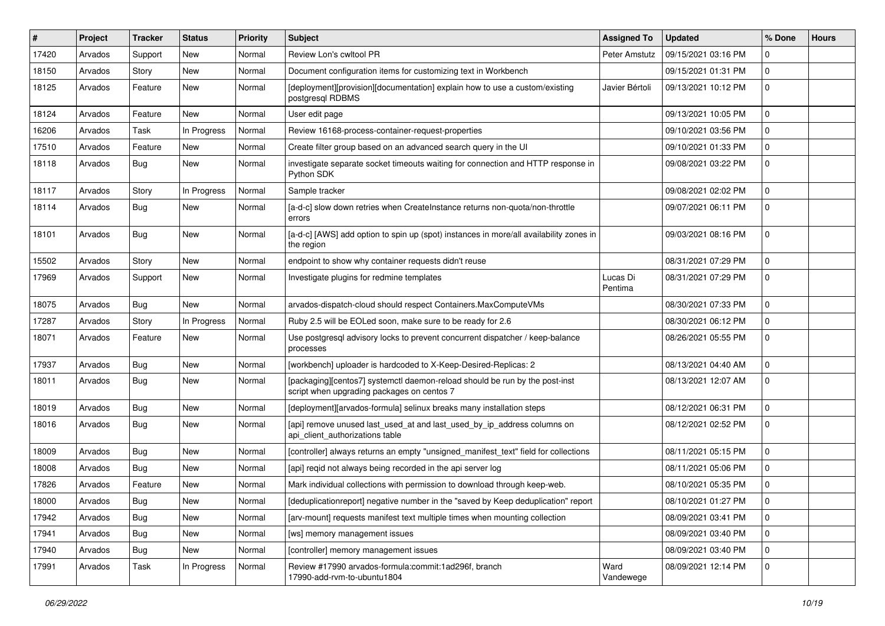| # | Project | Tracker | Status | Priority | Subject | Assigned To | Updated | % Done | Hours |
|---|---|---|---|---|---|---|---|---|---|
| 17420 | Arvados | Support | New | Normal | Review Lon's cwltool PR | Peter Amstutz | 09/15/2021 03:16 PM | 0 | |
| 18150 | Arvados | Story | New | Normal | Document configuration items for customizing text in Workbench | | 09/15/2021 01:31 PM | 0 | |
| 18125 | Arvados | Feature | New | Normal | [deployment][provision][documentation] explain how to use a custom/existing postgresql RDBMS | Javier Bértoli | 09/13/2021 10:12 PM | 0 | |
| 18124 | Arvados | Feature | New | Normal | User edit page | | 09/13/2021 10:05 PM | 0 | |
| 16206 | Arvados | Task | In Progress | Normal | Review 16168-process-container-request-properties | | 09/10/2021 03:56 PM | 0 | |
| 17510 | Arvados | Feature | New | Normal | Create filter group based on an advanced search query in the UI | | 09/10/2021 01:33 PM | 0 | |
| 18118 | Arvados | Bug | New | Normal | investigate separate socket timeouts waiting for connection and HTTP response in Python SDK | | 09/08/2021 03:22 PM | 0 | |
| 18117 | Arvados | Story | In Progress | Normal | Sample tracker | | 09/08/2021 02:02 PM | 0 | |
| 18114 | Arvados | Bug | New | Normal | [a-d-c] slow down retries when CreateInstance returns non-quota/non-throttle errors | | 09/07/2021 06:11 PM | 0 | |
| 18101 | Arvados | Bug | New | Normal | [a-d-c] [AWS] add option to spin up (spot) instances in more/all availability zones in the region | | 09/03/2021 08:16 PM | 0 | |
| 15502 | Arvados | Story | New | Normal | endpoint to show why container requests didn't reuse | | 08/31/2021 07:29 PM | 0 | |
| 17969 | Arvados | Support | New | Normal | Investigate plugins for redmine templates | Lucas Di Pentima | 08/31/2021 07:29 PM | 0 | |
| 18075 | Arvados | Bug | New | Normal | arvados-dispatch-cloud should respect Containers.MaxComputeVMs | | 08/30/2021 07:33 PM | 0 | |
| 17287 | Arvados | Story | In Progress | Normal | Ruby 2.5 will be EOLed soon, make sure to be ready for 2.6 | | 08/30/2021 06:12 PM | 0 | |
| 18071 | Arvados | Feature | New | Normal | Use postgresql advisory locks to prevent concurrent dispatcher / keep-balance processes | | 08/26/2021 05:55 PM | 0 | |
| 17937 | Arvados | Bug | New | Normal | [workbench] uploader is hardcoded to X-Keep-Desired-Replicas: 2 | | 08/13/2021 04:40 AM | 0 | |
| 18011 | Arvados | Bug | New | Normal | [packaging][centos7] systemctl daemon-reload should be run by the post-inst script when upgrading packages on centos 7 | | 08/13/2021 12:07 AM | 0 | |
| 18019 | Arvados | Bug | New | Normal | [deployment][arvados-formula] selinux breaks many installation steps | | 08/12/2021 06:31 PM | 0 | |
| 18016 | Arvados | Bug | New | Normal | [api] remove unused last_used_at and last_used_by_ip_address columns on api_client_authorizations table | | 08/12/2021 02:52 PM | 0 | |
| 18009 | Arvados | Bug | New | Normal | [controller] always returns an empty "unsigned_manifest_text" field for collections | | 08/11/2021 05:15 PM | 0 | |
| 18008 | Arvados | Bug | New | Normal | [api] reqid not always being recorded in the api server log | | 08/11/2021 05:06 PM | 0 | |
| 17826 | Arvados | Feature | New | Normal | Mark individual collections with permission to download through keep-web. | | 08/10/2021 05:35 PM | 0 | |
| 18000 | Arvados | Bug | New | Normal | [deduplicationreport] negative number in the "saved by Keep deduplication" report | | 08/10/2021 01:27 PM | 0 | |
| 17942 | Arvados | Bug | New | Normal | [arv-mount] requests manifest text multiple times when mounting collection | | 08/09/2021 03:41 PM | 0 | |
| 17941 | Arvados | Bug | New | Normal | [ws] memory management issues | | 08/09/2021 03:40 PM | 0 | |
| 17940 | Arvados | Bug | New | Normal | [controller] memory management issues | | 08/09/2021 03:40 PM | 0 | |
| 17991 | Arvados | Task | In Progress | Normal | Review #17990 arvados-formula:commit:1ad296f, branch 17990-add-rvm-to-ubuntu1804 | Ward Vandewege | 08/09/2021 12:14 PM | 0 | |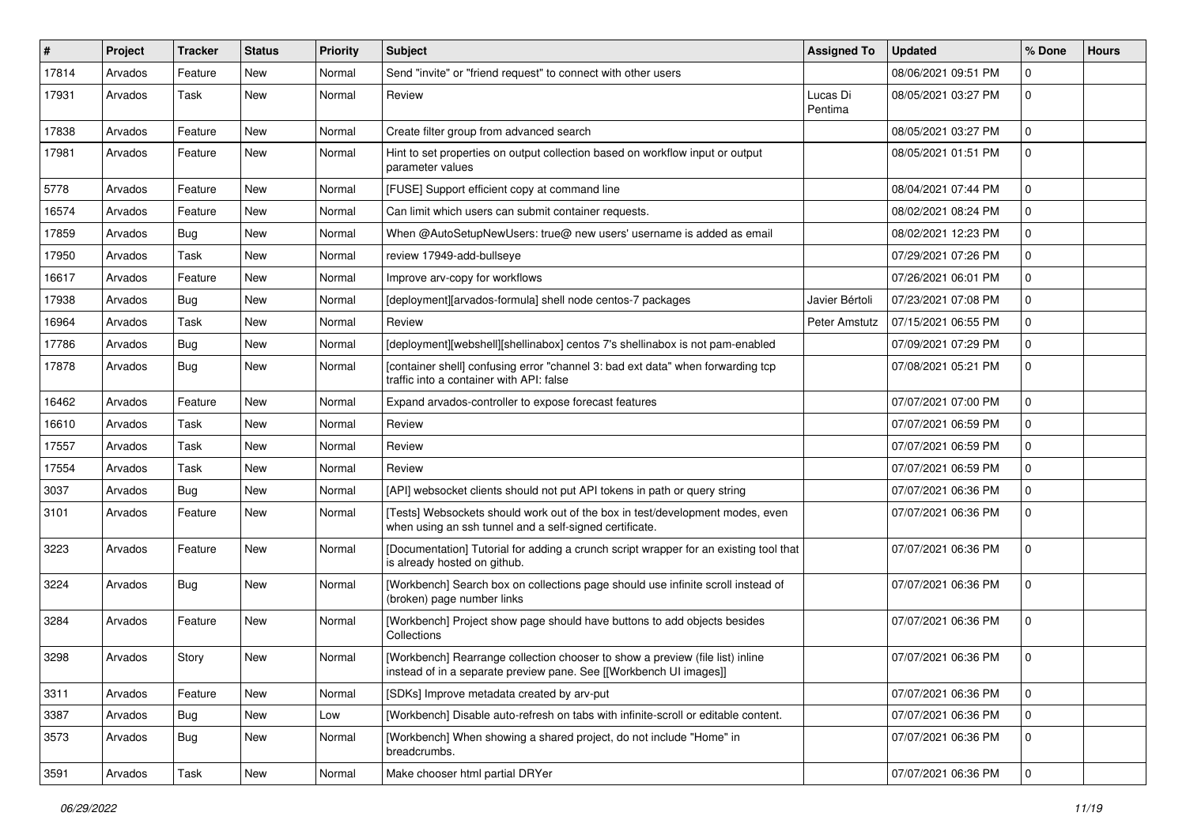| # | Project | Tracker | Status | Priority | Subject | Assigned To | Updated | % Done | Hours |
|---|---|---|---|---|---|---|---|---|---|
| 17814 | Arvados | Feature | New | Normal | Send "invite" or "friend request" to connect with other users | | 08/06/2021 09:51 PM | 0 | |
| 17931 | Arvados | Task | New | Normal | Review | Lucas Di Pentima | 08/05/2021 03:27 PM | 0 | |
| 17838 | Arvados | Feature | New | Normal | Create filter group from advanced search | | 08/05/2021 03:27 PM | 0 | |
| 17981 | Arvados | Feature | New | Normal | Hint to set properties on output collection based on workflow input or output parameter values | | 08/05/2021 01:51 PM | 0 | |
| 5778 | Arvados | Feature | New | Normal | [FUSE] Support efficient copy at command line | | 08/04/2021 07:44 PM | 0 | |
| 16574 | Arvados | Feature | New | Normal | Can limit which users can submit container requests. | | 08/02/2021 08:24 PM | 0 | |
| 17859 | Arvados | Bug | New | Normal | When @AutoSetupNewUsers: true@ new users' username is added as email | | 08/02/2021 12:23 PM | 0 | |
| 17950 | Arvados | Task | New | Normal | review 17949-add-bullseye | | 07/29/2021 07:26 PM | 0 | |
| 16617 | Arvados | Feature | New | Normal | Improve arv-copy for workflows | | 07/26/2021 06:01 PM | 0 | |
| 17938 | Arvados | Bug | New | Normal | [deployment][arvados-formula] shell node centos-7 packages | Javier Bértoli | 07/23/2021 07:08 PM | 0 | |
| 16964 | Arvados | Task | New | Normal | Review | Peter Amstutz | 07/15/2021 06:55 PM | 0 | |
| 17786 | Arvados | Bug | New | Normal | [deployment][webshell][shellinabox] centos 7's shellinabox is not pam-enabled | | 07/09/2021 07:29 PM | 0 | |
| 17878 | Arvados | Bug | New | Normal | [container shell] confusing error "channel 3: bad ext data" when forwarding tcp traffic into a container with API: false | | 07/08/2021 05:21 PM | 0 | |
| 16462 | Arvados | Feature | New | Normal | Expand arvados-controller to expose forecast features | | 07/07/2021 07:00 PM | 0 | |
| 16610 | Arvados | Task | New | Normal | Review | | 07/07/2021 06:59 PM | 0 | |
| 17557 | Arvados | Task | New | Normal | Review | | 07/07/2021 06:59 PM | 0 | |
| 17554 | Arvados | Task | New | Normal | Review | | 07/07/2021 06:59 PM | 0 | |
| 3037 | Arvados | Bug | New | Normal | [API] websocket clients should not put API tokens in path or query string | | 07/07/2021 06:36 PM | 0 | |
| 3101 | Arvados | Feature | New | Normal | [Tests] Websockets should work out of the box in test/development modes, even when using an ssh tunnel and a self-signed certificate. | | 07/07/2021 06:36 PM | 0 | |
| 3223 | Arvados | Feature | New | Normal | [Documentation] Tutorial for adding a crunch script wrapper for an existing tool that is already hosted on github. | | 07/07/2021 06:36 PM | 0 | |
| 3224 | Arvados | Bug | New | Normal | [Workbench] Search box on collections page should use infinite scroll instead of (broken) page number links | | 07/07/2021 06:36 PM | 0 | |
| 3284 | Arvados | Feature | New | Normal | [Workbench] Project show page should have buttons to add objects besides Collections | | 07/07/2021 06:36 PM | 0 | |
| 3298 | Arvados | Story | New | Normal | [Workbench] Rearrange collection chooser to show a preview (file list) inline instead of in a separate preview pane. See [[Workbench UI images]] | | 07/07/2021 06:36 PM | 0 | |
| 3311 | Arvados | Feature | New | Normal | [SDKs] Improve metadata created by arv-put | | 07/07/2021 06:36 PM | 0 | |
| 3387 | Arvados | Bug | New | Low | [Workbench] Disable auto-refresh on tabs with infinite-scroll or editable content. | | 07/07/2021 06:36 PM | 0 | |
| 3573 | Arvados | Bug | New | Normal | [Workbench] When showing a shared project, do not include "Home" in breadcrumbs. | | 07/07/2021 06:36 PM | 0 | |
| 3591 | Arvados | Task | New | Normal | Make chooser html partial DRYer | | 07/07/2021 06:36 PM | 0 | |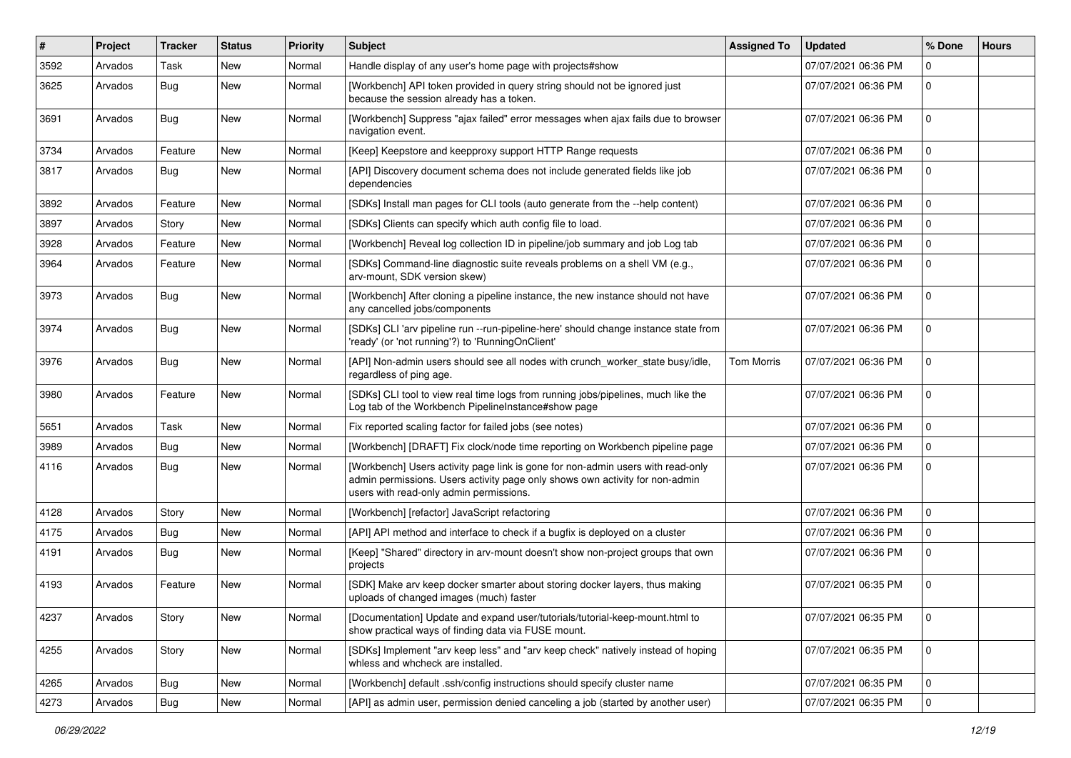| # | Project | Tracker | Status | Priority | Subject | Assigned To | Updated | % Done | Hours |
|---|---|---|---|---|---|---|---|---|---|
| 3592 | Arvados | Task | New | Normal | Handle display of any user's home page with projects#show | | 07/07/2021 06:36 PM | 0 | |
| 3625 | Arvados | Bug | New | Normal | [Workbench] API token provided in query string should not be ignored just because the session already has a token. | | 07/07/2021 06:36 PM | 0 | |
| 3691 | Arvados | Bug | New | Normal | [Workbench] Suppress "ajax failed" error messages when ajax fails due to browser navigation event. | | 07/07/2021 06:36 PM | 0 | |
| 3734 | Arvados | Feature | New | Normal | [Keep] Keepstore and keepproxy support HTTP Range requests | | 07/07/2021 06:36 PM | 0 | |
| 3817 | Arvados | Bug | New | Normal | [API] Discovery document schema does not include generated fields like job dependencies | | 07/07/2021 06:36 PM | 0 | |
| 3892 | Arvados | Feature | New | Normal | [SDKs] Install man pages for CLI tools (auto generate from the --help content) | | 07/07/2021 06:36 PM | 0 | |
| 3897 | Arvados | Story | New | Normal | [SDKs] Clients can specify which auth config file to load. | | 07/07/2021 06:36 PM | 0 | |
| 3928 | Arvados | Feature | New | Normal | [Workbench] Reveal log collection ID in pipeline/job summary and job Log tab | | 07/07/2021 06:36 PM | 0 | |
| 3964 | Arvados | Feature | New | Normal | [SDKs] Command-line diagnostic suite reveals problems on a shell VM (e.g., arv-mount, SDK version skew) | | 07/07/2021 06:36 PM | 0 | |
| 3973 | Arvados | Bug | New | Normal | [Workbench] After cloning a pipeline instance, the new instance should not have any cancelled jobs/components | | 07/07/2021 06:36 PM | 0 | |
| 3974 | Arvados | Bug | New | Normal | [SDKs] CLI 'arv pipeline run --run-pipeline-here' should change instance state from 'ready' (or 'not running'?) to 'RunningOnClient' | | 07/07/2021 06:36 PM | 0 | |
| 3976 | Arvados | Bug | New | Normal | [API] Non-admin users should see all nodes with crunch_worker_state busy/idle, regardless of ping age. | Tom Morris | 07/07/2021 06:36 PM | 0 | |
| 3980 | Arvados | Feature | New | Normal | [SDKs] CLI tool to view real time logs from running jobs/pipelines, much like the Log tab of the Workbench PipelineInstance#show page | | 07/07/2021 06:36 PM | 0 | |
| 5651 | Arvados | Task | New | Normal | Fix reported scaling factor for failed jobs (see notes) | | 07/07/2021 06:36 PM | 0 | |
| 3989 | Arvados | Bug | New | Normal | [Workbench] [DRAFT] Fix clock/node time reporting on Workbench pipeline page | | 07/07/2021 06:36 PM | 0 | |
| 4116 | Arvados | Bug | New | Normal | [Workbench] Users activity page link is gone for non-admin users with read-only admin permissions. Users activity page only shows own activity for non-admin users with read-only admin permissions. | | 07/07/2021 06:36 PM | 0 | |
| 4128 | Arvados | Story | New | Normal | [Workbench] [refactor] JavaScript refactoring | | 07/07/2021 06:36 PM | 0 | |
| 4175 | Arvados | Bug | New | Normal | [API] API method and interface to check if a bugfix is deployed on a cluster | | 07/07/2021 06:36 PM | 0 | |
| 4191 | Arvados | Bug | New | Normal | [Keep] "Shared" directory in arv-mount doesn't show non-project groups that own projects | | 07/07/2021 06:36 PM | 0 | |
| 4193 | Arvados | Feature | New | Normal | [SDK] Make arv keep docker smarter about storing docker layers, thus making uploads of changed images (much) faster | | 07/07/2021 06:35 PM | 0 | |
| 4237 | Arvados | Story | New | Normal | [Documentation] Update and expand user/tutorials/tutorial-keep-mount.html to show practical ways of finding data via FUSE mount. | | 07/07/2021 06:35 PM | 0 | |
| 4255 | Arvados | Story | New | Normal | [SDKs] Implement "arv keep less" and "arv keep check" natively instead of hoping whless and whcheck are installed. | | 07/07/2021 06:35 PM | 0 | |
| 4265 | Arvados | Bug | New | Normal | [Workbench] default .ssh/config instructions should specify cluster name | | 07/07/2021 06:35 PM | 0 | |
| 4273 | Arvados | Bug | New | Normal | [API] as admin user, permission denied canceling a job (started by another user) | | 07/07/2021 06:35 PM | 0 | |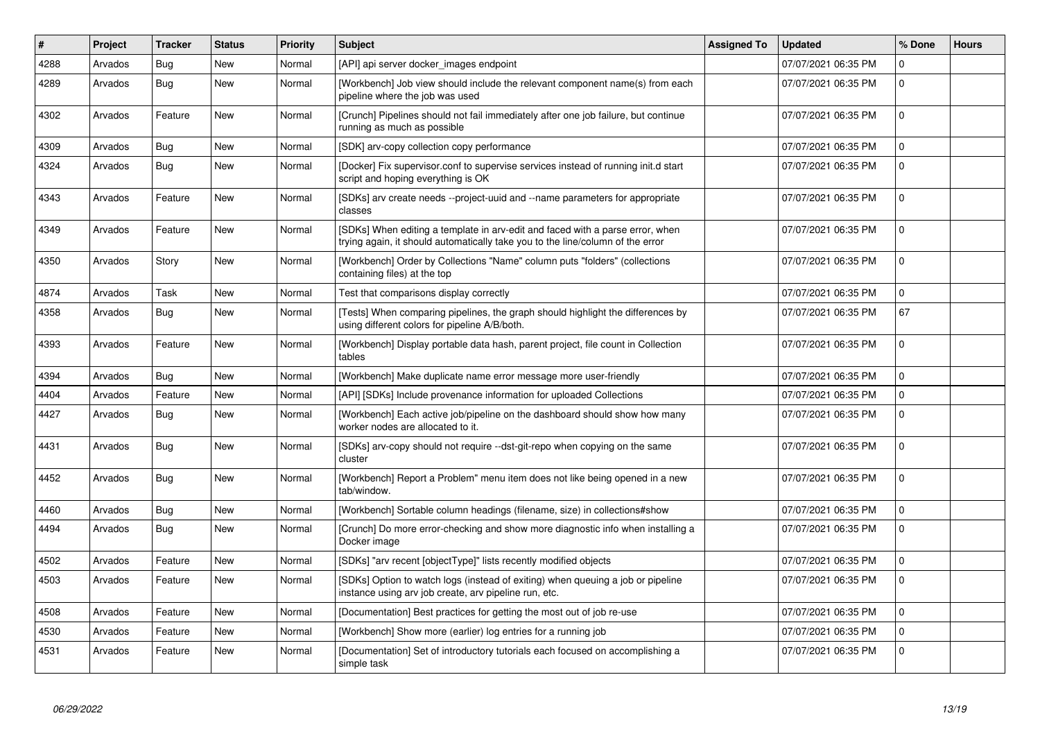| # | Project | Tracker | Status | Priority | Subject | Assigned To | Updated | % Done | Hours |
|---|---|---|---|---|---|---|---|---|---|
| 4288 | Arvados | Bug | New | Normal | [API] api server docker_images endpoint | | 07/07/2021 06:35 PM | 0 | |
| 4289 | Arvados | Bug | New | Normal | [Workbench] Job view should include the relevant component name(s) from each pipeline where the job was used | | 07/07/2021 06:35 PM | 0 | |
| 4302 | Arvados | Feature | New | Normal | [Crunch] Pipelines should not fail immediately after one job failure, but continue running as much as possible | | 07/07/2021 06:35 PM | 0 | |
| 4309 | Arvados | Bug | New | Normal | [SDK] arv-copy collection copy performance | | 07/07/2021 06:35 PM | 0 | |
| 4324 | Arvados | Bug | New | Normal | [Docker] Fix supervisor.conf to supervise services instead of running init.d start script and hoping everything is OK | | 07/07/2021 06:35 PM | 0 | |
| 4343 | Arvados | Feature | New | Normal | [SDKs] arv create needs --project-uuid and --name parameters for appropriate classes | | 07/07/2021 06:35 PM | 0 | |
| 4349 | Arvados | Feature | New | Normal | [SDKs] When editing a template in arv-edit and faced with a parse error, when trying again, it should automatically take you to the line/column of the error | | 07/07/2021 06:35 PM | 0 | |
| 4350 | Arvados | Story | New | Normal | [Workbench] Order by Collections "Name" column puts "folders" (collections containing files) at the top | | 07/07/2021 06:35 PM | 0 | |
| 4874 | Arvados | Task | New | Normal | Test that comparisons display correctly | | 07/07/2021 06:35 PM | 0 | |
| 4358 | Arvados | Bug | New | Normal | [Tests] When comparing pipelines, the graph should highlight the differences by using different colors for pipeline A/B/both. | | 07/07/2021 06:35 PM | 67 | |
| 4393 | Arvados | Feature | New | Normal | [Workbench] Display portable data hash, parent project, file count in Collection tables | | 07/07/2021 06:35 PM | 0 | |
| 4394 | Arvados | Bug | New | Normal | [Workbench] Make duplicate name error message more user-friendly | | 07/07/2021 06:35 PM | 0 | |
| 4404 | Arvados | Feature | New | Normal | [API] [SDKs] Include provenance information for uploaded Collections | | 07/07/2021 06:35 PM | 0 | |
| 4427 | Arvados | Bug | New | Normal | [Workbench] Each active job/pipeline on the dashboard should show how many worker nodes are allocated to it. | | 07/07/2021 06:35 PM | 0 | |
| 4431 | Arvados | Bug | New | Normal | [SDKs] arv-copy should not require --dst-git-repo when copying on the same cluster | | 07/07/2021 06:35 PM | 0 | |
| 4452 | Arvados | Bug | New | Normal | [Workbench] Report a Problem" menu item does not like being opened in a new tab/window. | | 07/07/2021 06:35 PM | 0 | |
| 4460 | Arvados | Bug | New | Normal | [Workbench] Sortable column headings (filename, size) in collections#show | | 07/07/2021 06:35 PM | 0 | |
| 4494 | Arvados | Bug | New | Normal | [Crunch] Do more error-checking and show more diagnostic info when installing a Docker image | | 07/07/2021 06:35 PM | 0 | |
| 4502 | Arvados | Feature | New | Normal | [SDKs] "arv recent [objectType]" lists recently modified objects | | 07/07/2021 06:35 PM | 0 | |
| 4503 | Arvados | Feature | New | Normal | [SDKs] Option to watch logs (instead of exiting) when queuing a job or pipeline instance using arv job create, arv pipeline run, etc. | | 07/07/2021 06:35 PM | 0 | |
| 4508 | Arvados | Feature | New | Normal | [Documentation] Best practices for getting the most out of job re-use | | 07/07/2021 06:35 PM | 0 | |
| 4530 | Arvados | Feature | New | Normal | [Workbench] Show more (earlier) log entries for a running job | | 07/07/2021 06:35 PM | 0 | |
| 4531 | Arvados | Feature | New | Normal | [Documentation] Set of introductory tutorials each focused on accomplishing a simple task | | 07/07/2021 06:35 PM | 0 | |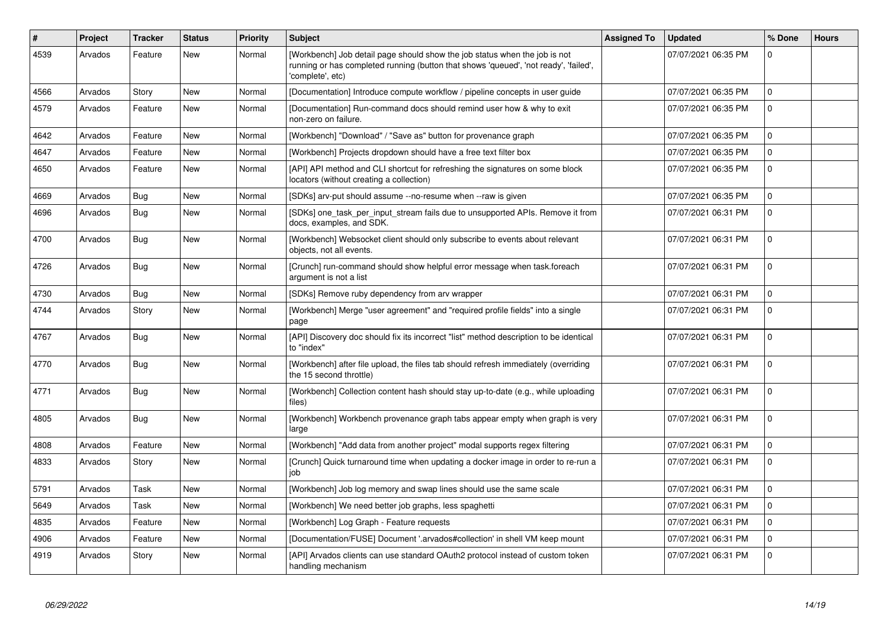| # | Project | Tracker | Status | Priority | Subject | Assigned To | Updated | % Done | Hours |
|---|---|---|---|---|---|---|---|---|---|
| 4539 | Arvados | Feature | New | Normal | [Workbench] Job detail page should show the job status when the job is not running or has completed running (button that shows 'queued', 'not ready', 'failed', 'complete', etc) | | 07/07/2021 06:35 PM | 0 | |
| 4566 | Arvados | Story | New | Normal | [Documentation] Introduce compute workflow / pipeline concepts in user guide | | 07/07/2021 06:35 PM | 0 | |
| 4579 | Arvados | Feature | New | Normal | [Documentation] Run-command docs should remind user how & why to exit non-zero on failure. | | 07/07/2021 06:35 PM | 0 | |
| 4642 | Arvados | Feature | New | Normal | [Workbench] "Download" / "Save as" button for provenance graph | | 07/07/2021 06:35 PM | 0 | |
| 4647 | Arvados | Feature | New | Normal | [Workbench] Projects dropdown should have a free text filter box | | 07/07/2021 06:35 PM | 0 | |
| 4650 | Arvados | Feature | New | Normal | [API] API method and CLI shortcut for refreshing the signatures on some block locators (without creating a collection) | | 07/07/2021 06:35 PM | 0 | |
| 4669 | Arvados | Bug | New | Normal | [SDKs] arv-put should assume --no-resume when --raw is given | | 07/07/2021 06:35 PM | 0 | |
| 4696 | Arvados | Bug | New | Normal | [SDKs] one_task_per_input_stream fails due to unsupported APIs. Remove it from docs, examples, and SDK. | | 07/07/2021 06:31 PM | 0 | |
| 4700 | Arvados | Bug | New | Normal | [Workbench] Websocket client should only subscribe to events about relevant objects, not all events. | | 07/07/2021 06:31 PM | 0 | |
| 4726 | Arvados | Bug | New | Normal | [Crunch] run-command should show helpful error message when task.foreach argument is not a list | | 07/07/2021 06:31 PM | 0 | |
| 4730 | Arvados | Bug | New | Normal | [SDKs] Remove ruby dependency from arv wrapper | | 07/07/2021 06:31 PM | 0 | |
| 4744 | Arvados | Story | New | Normal | [Workbench] Merge "user agreement" and "required profile fields" into a single page | | 07/07/2021 06:31 PM | 0 | |
| 4767 | Arvados | Bug | New | Normal | [API] Discovery doc should fix its incorrect "list" method description to be identical to "index" | | 07/07/2021 06:31 PM | 0 | |
| 4770 | Arvados | Bug | New | Normal | [Workbench] after file upload, the files tab should refresh immediately (overriding the 15 second throttle) | | 07/07/2021 06:31 PM | 0 | |
| 4771 | Arvados | Bug | New | Normal | [Workbench] Collection content hash should stay up-to-date (e.g., while uploading files) | | 07/07/2021 06:31 PM | 0 | |
| 4805 | Arvados | Bug | New | Normal | [Workbench] Workbench provenance graph tabs appear empty when graph is very large | | 07/07/2021 06:31 PM | 0 | |
| 4808 | Arvados | Feature | New | Normal | [Workbench] "Add data from another project" modal supports regex filtering | | 07/07/2021 06:31 PM | 0 | |
| 4833 | Arvados | Story | New | Normal | [Crunch] Quick turnaround time when updating a docker image in order to re-run a job | | 07/07/2021 06:31 PM | 0 | |
| 5791 | Arvados | Task | New | Normal | [Workbench] Job log memory and swap lines should use the same scale | | 07/07/2021 06:31 PM | 0 | |
| 5649 | Arvados | Task | New | Normal | [Workbench] We need better job graphs, less spaghetti | | 07/07/2021 06:31 PM | 0 | |
| 4835 | Arvados | Feature | New | Normal | [Workbench] Log Graph - Feature requests | | 07/07/2021 06:31 PM | 0 | |
| 4906 | Arvados | Feature | New | Normal | [Documentation/FUSE] Document '.arvados#collection' in shell VM keep mount | | 07/07/2021 06:31 PM | 0 | |
| 4919 | Arvados | Story | New | Normal | [API] Arvados clients can use standard OAuth2 protocol instead of custom token handling mechanism | | 07/07/2021 06:31 PM | 0 | |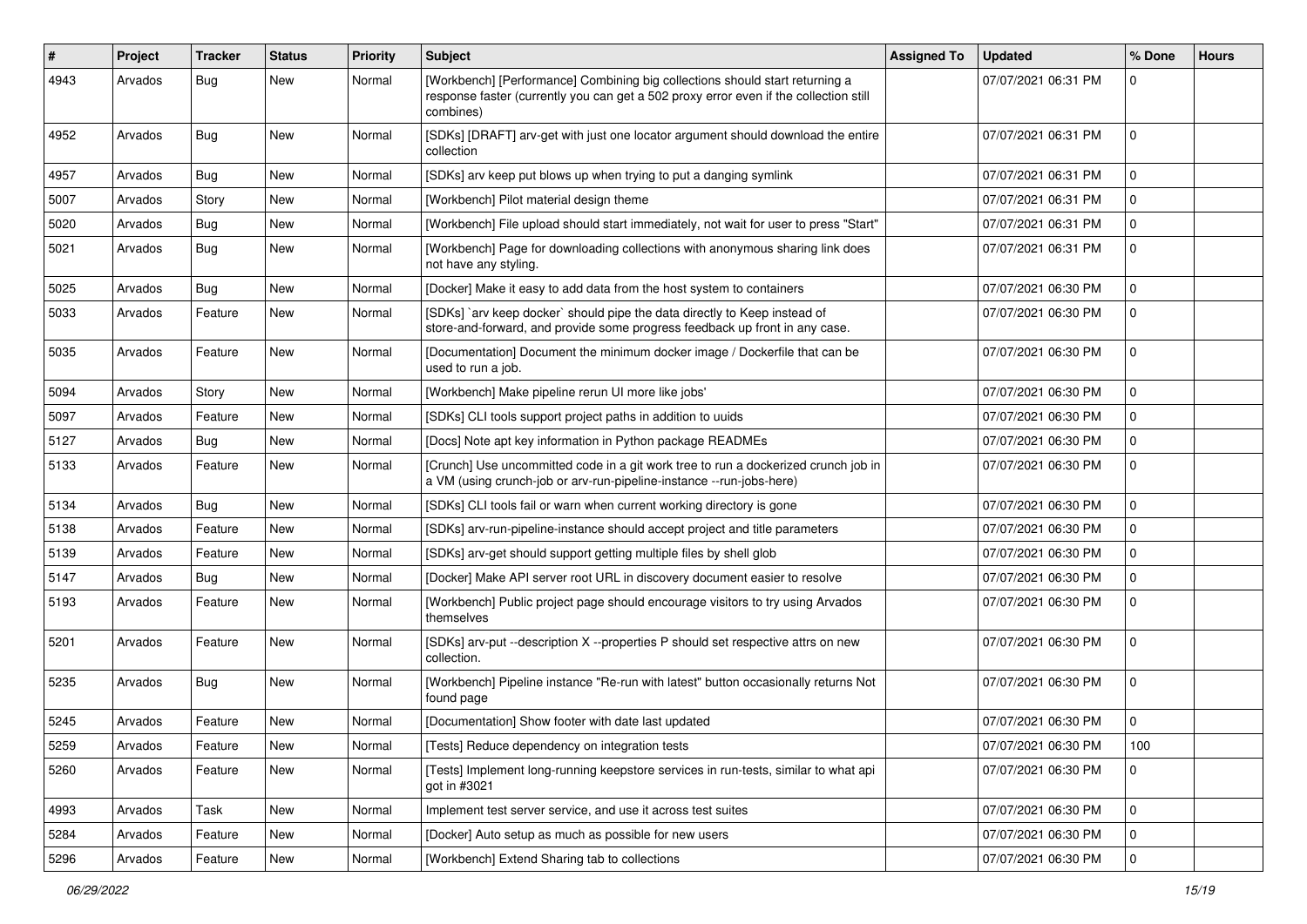| # | Project | Tracker | Status | Priority | Subject | Assigned To | Updated | % Done | Hours |
|---|---|---|---|---|---|---|---|---|---|
| 4943 | Arvados | Bug | New | Normal | [Workbench] [Performance] Combining big collections should start returning a response faster (currently you can get a 502 proxy error even if the collection still combines) | | 07/07/2021 06:31 PM | 0 | |
| 4952 | Arvados | Bug | New | Normal | [SDKs] [DRAFT] arv-get with just one locator argument should download the entire collection | | 07/07/2021 06:31 PM | 0 | |
| 4957 | Arvados | Bug | New | Normal | [SDKs] arv keep put blows up when trying to put a danging symlink | | 07/07/2021 06:31 PM | 0 | |
| 5007 | Arvados | Story | New | Normal | [Workbench] Pilot material design theme | | 07/07/2021 06:31 PM | 0 | |
| 5020 | Arvados | Bug | New | Normal | [Workbench] File upload should start immediately, not wait for user to press "Start" | | 07/07/2021 06:31 PM | 0 | |
| 5021 | Arvados | Bug | New | Normal | [Workbench] Page for downloading collections with anonymous sharing link does not have any styling. | | 07/07/2021 06:31 PM | 0 | |
| 5025 | Arvados | Bug | New | Normal | [Docker] Make it easy to add data from the host system to containers | | 07/07/2021 06:30 PM | 0 | |
| 5033 | Arvados | Feature | New | Normal | [SDKs] `arv keep docker` should pipe the data directly to Keep instead of store-and-forward, and provide some progress feedback up front in any case. | | 07/07/2021 06:30 PM | 0 | |
| 5035 | Arvados | Feature | New | Normal | [Documentation] Document the minimum docker image / Dockerfile that can be used to run a job. | | 07/07/2021 06:30 PM | 0 | |
| 5094 | Arvados | Story | New | Normal | [Workbench] Make pipeline rerun UI more like jobs' | | 07/07/2021 06:30 PM | 0 | |
| 5097 | Arvados | Feature | New | Normal | [SDKs] CLI tools support project paths in addition to uuids | | 07/07/2021 06:30 PM | 0 | |
| 5127 | Arvados | Bug | New | Normal | [Docs] Note apt key information in Python package READMEs | | 07/07/2021 06:30 PM | 0 | |
| 5133 | Arvados | Feature | New | Normal | [Crunch] Use uncommitted code in a git work tree to run a dockerized crunch job in a VM (using crunch-job or arv-run-pipeline-instance --run-jobs-here) | | 07/07/2021 06:30 PM | 0 | |
| 5134 | Arvados | Bug | New | Normal | [SDKs] CLI tools fail or warn when current working directory is gone | | 07/07/2021 06:30 PM | 0 | |
| 5138 | Arvados | Feature | New | Normal | [SDKs] arv-run-pipeline-instance should accept project and title parameters | | 07/07/2021 06:30 PM | 0 | |
| 5139 | Arvados | Feature | New | Normal | [SDKs] arv-get should support getting multiple files by shell glob | | 07/07/2021 06:30 PM | 0 | |
| 5147 | Arvados | Bug | New | Normal | [Docker] Make API server root URL in discovery document easier to resolve | | 07/07/2021 06:30 PM | 0 | |
| 5193 | Arvados | Feature | New | Normal | [Workbench] Public project page should encourage visitors to try using Arvados themselves | | 07/07/2021 06:30 PM | 0 | |
| 5201 | Arvados | Feature | New | Normal | [SDKs] arv-put --description X --properties P should set respective attrs on new collection. | | 07/07/2021 06:30 PM | 0 | |
| 5235 | Arvados | Bug | New | Normal | [Workbench] Pipeline instance "Re-run with latest" button occasionally returns Not found page | | 07/07/2021 06:30 PM | 0 | |
| 5245 | Arvados | Feature | New | Normal | [Documentation] Show footer with date last updated | | 07/07/2021 06:30 PM | 0 | |
| 5259 | Arvados | Feature | New | Normal | [Tests] Reduce dependency on integration tests | | 07/07/2021 06:30 PM | 100 | |
| 5260 | Arvados | Feature | New | Normal | [Tests] Implement long-running keepstore services in run-tests, similar to what api got in #3021 | | 07/07/2021 06:30 PM | 0 | |
| 4993 | Arvados | Task | New | Normal | Implement test server service, and use it across test suites | | 07/07/2021 06:30 PM | 0 | |
| 5284 | Arvados | Feature | New | Normal | [Docker] Auto setup as much as possible for new users | | 07/07/2021 06:30 PM | 0 | |
| 5296 | Arvados | Feature | New | Normal | [Workbench] Extend Sharing tab to collections | | 07/07/2021 06:30 PM | 0 | |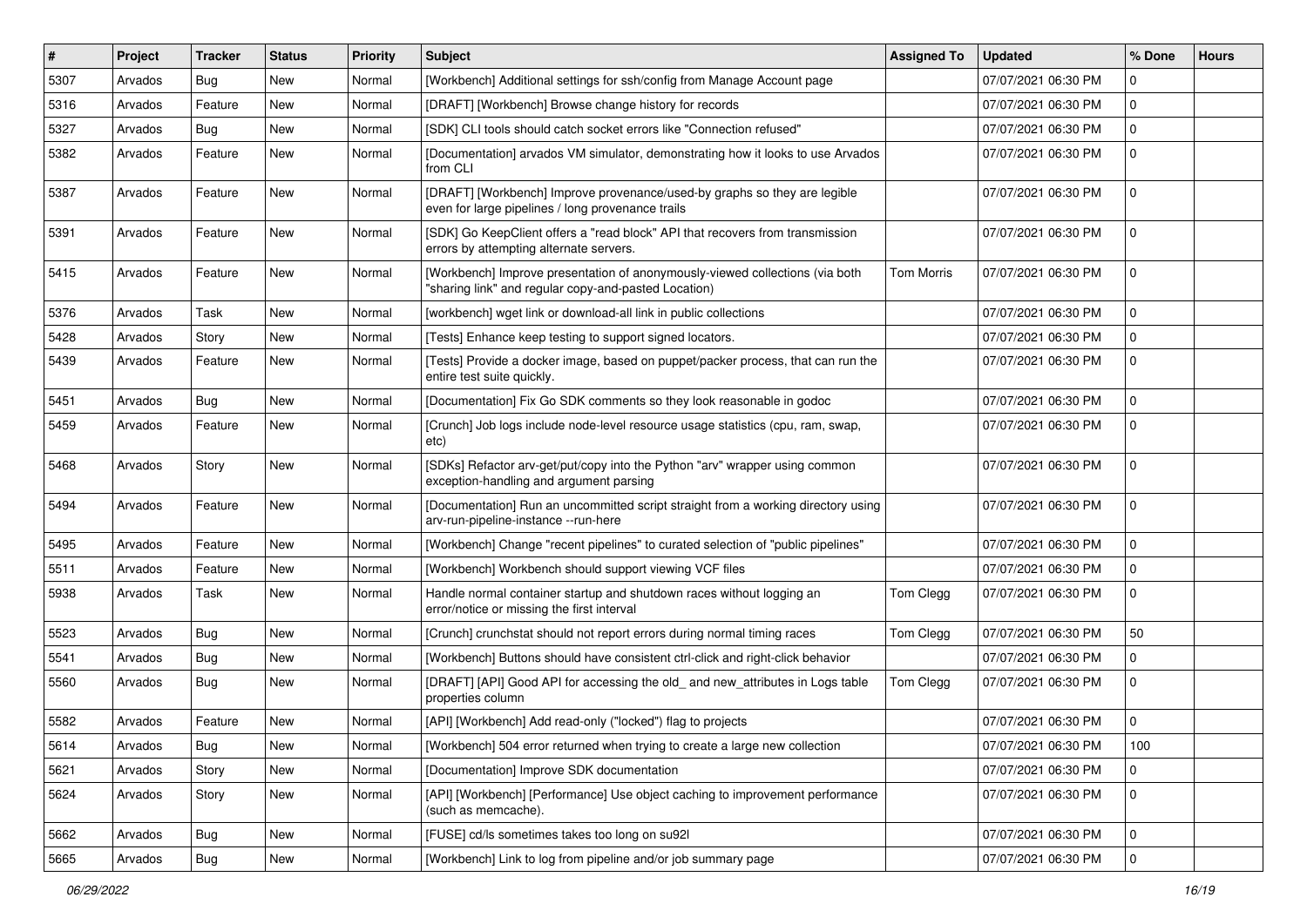| # | Project | Tracker | Status | Priority | Subject | Assigned To | Updated | % Done | Hours |
|---|---|---|---|---|---|---|---|---|---|
| 5307 | Arvados | Bug | New | Normal | [Workbench] Additional settings for ssh/config from Manage Account page | | 07/07/2021 06:30 PM | 0 | |
| 5316 | Arvados | Feature | New | Normal | [DRAFT] [Workbench] Browse change history for records | | 07/07/2021 06:30 PM | 0 | |
| 5327 | Arvados | Bug | New | Normal | [SDK] CLI tools should catch socket errors like "Connection refused" | | 07/07/2021 06:30 PM | 0 | |
| 5382 | Arvados | Feature | New | Normal | [Documentation] arvados VM simulator, demonstrating how it looks to use Arvados from CLI | | 07/07/2021 06:30 PM | 0 | |
| 5387 | Arvados | Feature | New | Normal | [DRAFT] [Workbench] Improve provenance/used-by graphs so they are legible even for large pipelines / long provenance trails | | 07/07/2021 06:30 PM | 0 | |
| 5391 | Arvados | Feature | New | Normal | [SDK] Go KeepClient offers a "read block" API that recovers from transmission errors by attempting alternate servers. | | 07/07/2021 06:30 PM | 0 | |
| 5415 | Arvados | Feature | New | Normal | [Workbench] Improve presentation of anonymously-viewed collections (via both "sharing link" and regular copy-and-pasted Location) | Tom Morris | 07/07/2021 06:30 PM | 0 | |
| 5376 | Arvados | Task | New | Normal | [workbench] wget link or download-all link in public collections | | 07/07/2021 06:30 PM | 0 | |
| 5428 | Arvados | Story | New | Normal | [Tests] Enhance keep testing to support signed locators. | | 07/07/2021 06:30 PM | 0 | |
| 5439 | Arvados | Feature | New | Normal | [Tests] Provide a docker image, based on puppet/packer process, that can run the entire test suite quickly. | | 07/07/2021 06:30 PM | 0 | |
| 5451 | Arvados | Bug | New | Normal | [Documentation] Fix Go SDK comments so they look reasonable in godoc | | 07/07/2021 06:30 PM | 0 | |
| 5459 | Arvados | Feature | New | Normal | [Crunch] Job logs include node-level resource usage statistics (cpu, ram, swap, etc) | | 07/07/2021 06:30 PM | 0 | |
| 5468 | Arvados | Story | New | Normal | [SDKs] Refactor arv-get/put/copy into the Python "arv" wrapper using common exception-handling and argument parsing | | 07/07/2021 06:30 PM | 0 | |
| 5494 | Arvados | Feature | New | Normal | [Documentation] Run an uncommitted script straight from a working directory using arv-run-pipeline-instance --run-here | | 07/07/2021 06:30 PM | 0 | |
| 5495 | Arvados | Feature | New | Normal | [Workbench] Change "recent pipelines" to curated selection of "public pipelines" | | 07/07/2021 06:30 PM | 0 | |
| 5511 | Arvados | Feature | New | Normal | [Workbench] Workbench should support viewing VCF files | | 07/07/2021 06:30 PM | 0 | |
| 5938 | Arvados | Task | New | Normal | Handle normal container startup and shutdown races without logging an error/notice or missing the first interval | Tom Clegg | 07/07/2021 06:30 PM | 0 | |
| 5523 | Arvados | Bug | New | Normal | [Crunch] crunchstat should not report errors during normal timing races | Tom Clegg | 07/07/2021 06:30 PM | 50 | |
| 5541 | Arvados | Bug | New | Normal | [Workbench] Buttons should have consistent ctrl-click and right-click behavior | | 07/07/2021 06:30 PM | 0 | |
| 5560 | Arvados | Bug | New | Normal | [DRAFT] [API] Good API for accessing the old_ and new_attributes in Logs table properties column | Tom Clegg | 07/07/2021 06:30 PM | 0 | |
| 5582 | Arvados | Feature | New | Normal | [API] [Workbench] Add read-only ("locked") flag to projects | | 07/07/2021 06:30 PM | 0 | |
| 5614 | Arvados | Bug | New | Normal | [Workbench] 504 error returned when trying to create a large new collection | | 07/07/2021 06:30 PM | 100 | |
| 5621 | Arvados | Story | New | Normal | [Documentation] Improve SDK documentation | | 07/07/2021 06:30 PM | 0 | |
| 5624 | Arvados | Story | New | Normal | [API] [Workbench] [Performance] Use object caching to improvement performance (such as memcache). | | 07/07/2021 06:30 PM | 0 | |
| 5662 | Arvados | Bug | New | Normal | [FUSE] cd/ls sometimes takes too long on su92l | | 07/07/2021 06:30 PM | 0 | |
| 5665 | Arvados | Bug | New | Normal | [Workbench] Link to log from pipeline and/or job summary page | | 07/07/2021 06:30 PM | 0 | |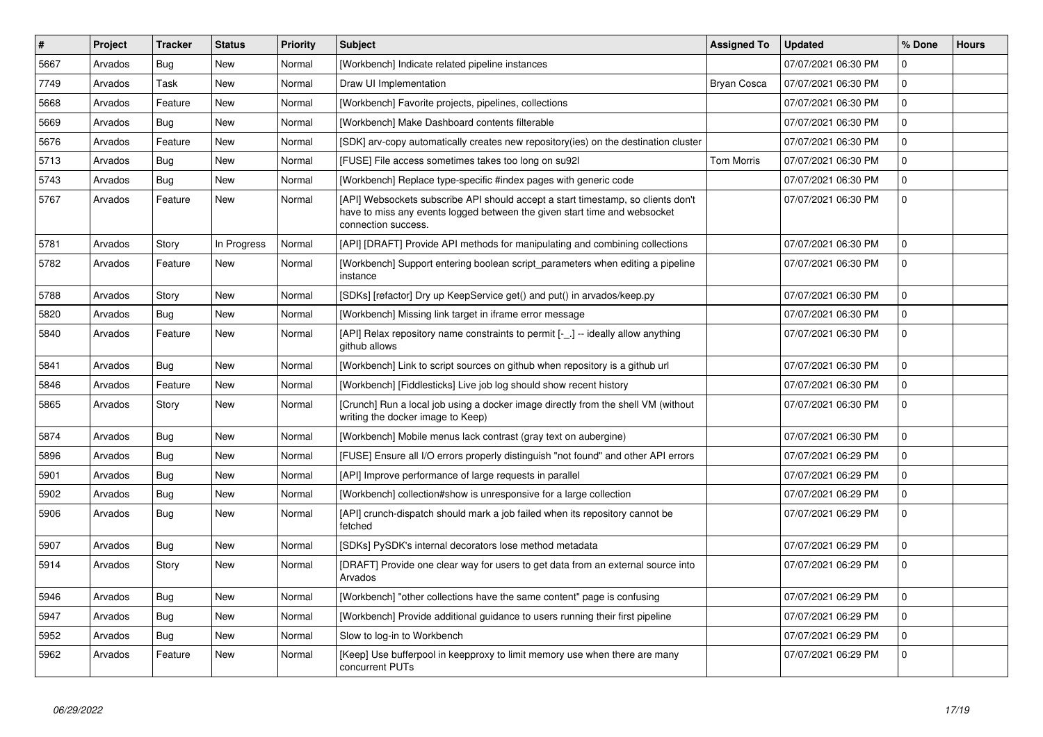| # | Project | Tracker | Status | Priority | Subject | Assigned To | Updated | % Done | Hours |
|---|---|---|---|---|---|---|---|---|---|
| 5667 | Arvados | Bug | New | Normal | [Workbench] Indicate related pipeline instances | | 07/07/2021 06:30 PM | 0 | |
| 7749 | Arvados | Task | New | Normal | Draw UI Implementation | Bryan Cosca | 07/07/2021 06:30 PM | 0 | |
| 5668 | Arvados | Feature | New | Normal | [Workbench] Favorite projects, pipelines, collections | | 07/07/2021 06:30 PM | 0 | |
| 5669 | Arvados | Bug | New | Normal | [Workbench] Make Dashboard contents filterable | | 07/07/2021 06:30 PM | 0 | |
| 5676 | Arvados | Feature | New | Normal | [SDK] arv-copy automatically creates new repository(ies) on the destination cluster | | 07/07/2021 06:30 PM | 0 | |
| 5713 | Arvados | Bug | New | Normal | [FUSE] File access sometimes takes too long on su92l | Tom Morris | 07/07/2021 06:30 PM | 0 | |
| 5743 | Arvados | Bug | New | Normal | [Workbench] Replace type-specific #index pages with generic code | | 07/07/2021 06:30 PM | 0 | |
| 5767 | Arvados | Feature | New | Normal | [API] Websockets subscribe API should accept a start timestamp, so clients don't have to miss any events logged between the given start time and websocket connection success. | | 07/07/2021 06:30 PM | 0 | |
| 5781 | Arvados | Story | In Progress | Normal | [API] [DRAFT] Provide API methods for manipulating and combining collections | | 07/07/2021 06:30 PM | 0 | |
| 5782 | Arvados | Feature | New | Normal | [Workbench] Support entering boolean script_parameters when editing a pipeline instance | | 07/07/2021 06:30 PM | 0 | |
| 5788 | Arvados | Story | New | Normal | [SDKs] [refactor] Dry up KeepService get() and put() in arvados/keep.py | | 07/07/2021 06:30 PM | 0 | |
| 5820 | Arvados | Bug | New | Normal | [Workbench] Missing link target in iframe error message | | 07/07/2021 06:30 PM | 0 | |
| 5840 | Arvados | Feature | New | Normal | [API] Relax repository name constraints to permit [-_.] -- ideally allow anything github allows | | 07/07/2021 06:30 PM | 0 | |
| 5841 | Arvados | Bug | New | Normal | [Workbench] Link to script sources on github when repository is a github url | | 07/07/2021 06:30 PM | 0 | |
| 5846 | Arvados | Feature | New | Normal | [Workbench] [Fiddlesticks] Live job log should show recent history | | 07/07/2021 06:30 PM | 0 | |
| 5865 | Arvados | Story | New | Normal | [Crunch] Run a local job using a docker image directly from the shell VM (without writing the docker image to Keep) | | 07/07/2021 06:30 PM | 0 | |
| 5874 | Arvados | Bug | New | Normal | [Workbench] Mobile menus lack contrast (gray text on aubergine) | | 07/07/2021 06:30 PM | 0 | |
| 5896 | Arvados | Bug | New | Normal | [FUSE] Ensure all I/O errors properly distinguish "not found" and other API errors | | 07/07/2021 06:29 PM | 0 | |
| 5901 | Arvados | Bug | New | Normal | [API] Improve performance of large requests in parallel | | 07/07/2021 06:29 PM | 0 | |
| 5902 | Arvados | Bug | New | Normal | [Workbench] collection#show is unresponsive for a large collection | | 07/07/2021 06:29 PM | 0 | |
| 5906 | Arvados | Bug | New | Normal | [API] crunch-dispatch should mark a job failed when its repository cannot be fetched | | 07/07/2021 06:29 PM | 0 | |
| 5907 | Arvados | Bug | New | Normal | [SDKs] PySDK's internal decorators lose method metadata | | 07/07/2021 06:29 PM | 0 | |
| 5914 | Arvados | Story | New | Normal | [DRAFT] Provide one clear way for users to get data from an external source into Arvados | | 07/07/2021 06:29 PM | 0 | |
| 5946 | Arvados | Bug | New | Normal | [Workbench] "other collections have the same content" page is confusing | | 07/07/2021 06:29 PM | 0 | |
| 5947 | Arvados | Bug | New | Normal | [Workbench] Provide additional guidance to users running their first pipeline | | 07/07/2021 06:29 PM | 0 | |
| 5952 | Arvados | Bug | New | Normal | Slow to log-in to Workbench | | 07/07/2021 06:29 PM | 0 | |
| 5962 | Arvados | Feature | New | Normal | [Keep] Use bufferpool in keepproxy to limit memory use when there are many concurrent PUTs | | 07/07/2021 06:29 PM | 0 | |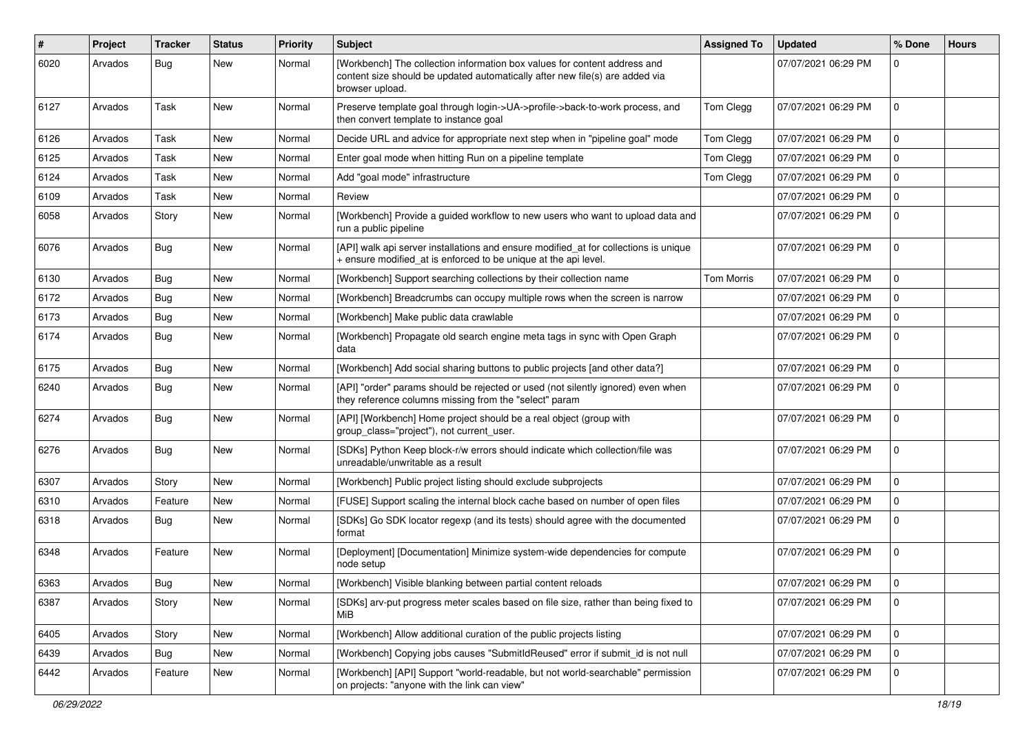| # | Project | Tracker | Status | Priority | Subject | Assigned To | Updated | % Done | Hours |
|---|---|---|---|---|---|---|---|---|---|
| 6020 | Arvados | Bug | New | Normal | [Workbench] The collection information box values for content address and content size should be updated automatically after new file(s) are added via browser upload. | | 07/07/2021 06:29 PM | 0 | |
| 6127 | Arvados | Task | New | Normal | Preserve template goal through login->UA->profile->back-to-work process, and then convert template to instance goal | Tom Clegg | 07/07/2021 06:29 PM | 0 | |
| 6126 | Arvados | Task | New | Normal | Decide URL and advice for appropriate next step when in "pipeline goal" mode | Tom Clegg | 07/07/2021 06:29 PM | 0 | |
| 6125 | Arvados | Task | New | Normal | Enter goal mode when hitting Run on a pipeline template | Tom Clegg | 07/07/2021 06:29 PM | 0 | |
| 6124 | Arvados | Task | New | Normal | Add "goal mode" infrastructure | Tom Clegg | 07/07/2021 06:29 PM | 0 | |
| 6109 | Arvados | Task | New | Normal | Review | | 07/07/2021 06:29 PM | 0 | |
| 6058 | Arvados | Story | New | Normal | [Workbench] Provide a guided workflow to new users who want to upload data and run a public pipeline | | 07/07/2021 06:29 PM | 0 | |
| 6076 | Arvados | Bug | New | Normal | [API] walk api server installations and ensure modified_at for collections is unique + ensure modified_at is enforced to be unique at the api level. | | 07/07/2021 06:29 PM | 0 | |
| 6130 | Arvados | Bug | New | Normal | [Workbench] Support searching collections by their collection name | Tom Morris | 07/07/2021 06:29 PM | 0 | |
| 6172 | Arvados | Bug | New | Normal | [Workbench] Breadcrumbs can occupy multiple rows when the screen is narrow | | 07/07/2021 06:29 PM | 0 | |
| 6173 | Arvados | Bug | New | Normal | [Workbench] Make public data crawlable | | 07/07/2021 06:29 PM | 0 | |
| 6174 | Arvados | Bug | New | Normal | [Workbench] Propagate old search engine meta tags in sync with Open Graph data | | 07/07/2021 06:29 PM | 0 | |
| 6175 | Arvados | Bug | New | Normal | [Workbench] Add social sharing buttons to public projects [and other data?] | | 07/07/2021 06:29 PM | 0 | |
| 6240 | Arvados | Bug | New | Normal | [API] "order" params should be rejected or used (not silently ignored) even when they reference columns missing from the "select" param | | 07/07/2021 06:29 PM | 0 | |
| 6274 | Arvados | Bug | New | Normal | [API] [Workbench] Home project should be a real object (group with group_class="project"), not current_user. | | 07/07/2021 06:29 PM | 0 | |
| 6276 | Arvados | Bug | New | Normal | [SDKs] Python Keep block-r/w errors should indicate which collection/file was unreadable/unwritable as a result | | 07/07/2021 06:29 PM | 0 | |
| 6307 | Arvados | Story | New | Normal | [Workbench] Public project listing should exclude subprojects | | 07/07/2021 06:29 PM | 0 | |
| 6310 | Arvados | Feature | New | Normal | [FUSE] Support scaling the internal block cache based on number of open files | | 07/07/2021 06:29 PM | 0 | |
| 6318 | Arvados | Bug | New | Normal | [SDKs] Go SDK locator regexp (and its tests) should agree with the documented format | | 07/07/2021 06:29 PM | 0 | |
| 6348 | Arvados | Feature | New | Normal | [Deployment] [Documentation] Minimize system-wide dependencies for compute node setup | | 07/07/2021 06:29 PM | 0 | |
| 6363 | Arvados | Bug | New | Normal | [Workbench] Visible blanking between partial content reloads | | 07/07/2021 06:29 PM | 0 | |
| 6387 | Arvados | Story | New | Normal | [SDKs] arv-put progress meter scales based on file size, rather than being fixed to MiB | | 07/07/2021 06:29 PM | 0 | |
| 6405 | Arvados | Story | New | Normal | [Workbench] Allow additional curation of the public projects listing | | 07/07/2021 06:29 PM | 0 | |
| 6439 | Arvados | Bug | New | Normal | [Workbench] Copying jobs causes "SubmitIdReused" error if submit_id is not null | | 07/07/2021 06:29 PM | 0 | |
| 6442 | Arvados | Feature | New | Normal | [Workbench] [API] Support "world-readable, but not world-searchable" permission on projects: "anyone with the link can view" | | 07/07/2021 06:29 PM | 0 | |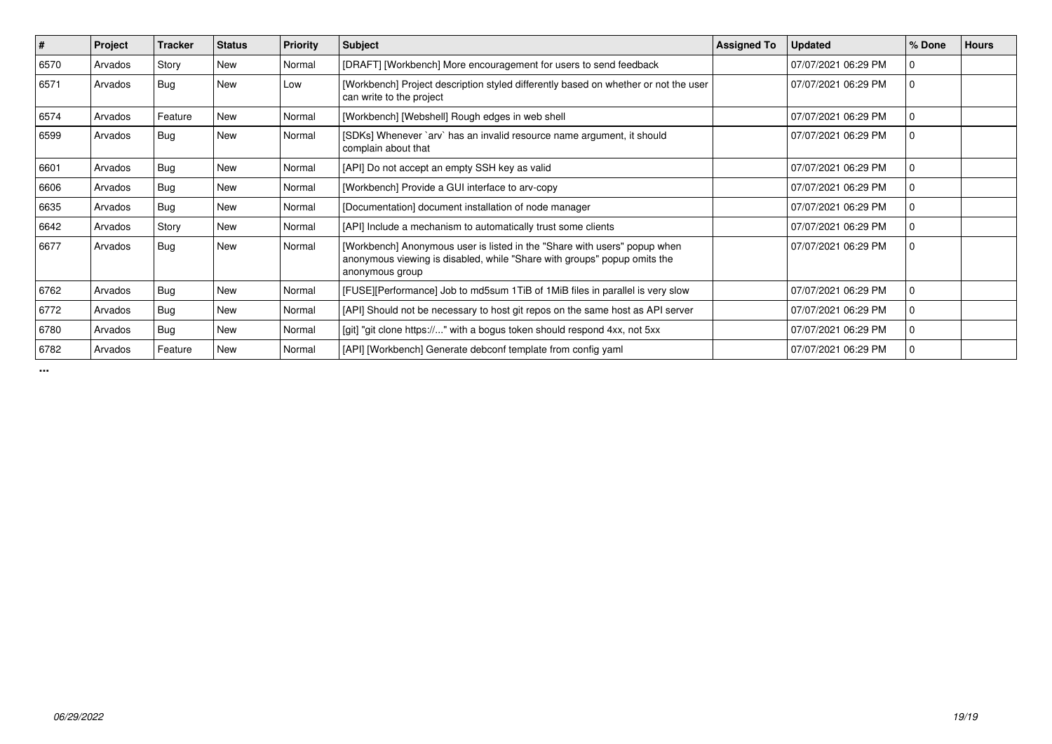| # | Project | Tracker | Status | Priority | Subject | Assigned To | Updated | % Done | Hours |
|---|---|---|---|---|---|---|---|---|---|
| 6570 | Arvados | Story | New | Normal | [DRAFT] [Workbench] More encouragement for users to send feedback | | 07/07/2021 06:29 PM | 0 | |
| 6571 | Arvados | Bug | New | Low | [Workbench] Project description styled differently based on whether or not the user can write to the project | | 07/07/2021 06:29 PM | 0 | |
| 6574 | Arvados | Feature | New | Normal | [Workbench] [Webshell] Rough edges in web shell | | 07/07/2021 06:29 PM | 0 | |
| 6599 | Arvados | Bug | New | Normal | [SDKs] Whenever `arv` has an invalid resource name argument, it should complain about that | | 07/07/2021 06:29 PM | 0 | |
| 6601 | Arvados | Bug | New | Normal | [API] Do not accept an empty SSH key as valid | | 07/07/2021 06:29 PM | 0 | |
| 6606 | Arvados | Bug | New | Normal | [Workbench] Provide a GUI interface to arv-copy | | 07/07/2021 06:29 PM | 0 | |
| 6635 | Arvados | Bug | New | Normal | [Documentation] document installation of node manager | | 07/07/2021 06:29 PM | 0 | |
| 6642 | Arvados | Story | New | Normal | [API] Include a mechanism to automatically trust some clients | | 07/07/2021 06:29 PM | 0 | |
| 6677 | Arvados | Bug | New | Normal | [Workbench] Anonymous user is listed in the "Share with users" popup when anonymous viewing is disabled, while "Share with groups" popup omits the anonymous group | | 07/07/2021 06:29 PM | 0 | |
| 6762 | Arvados | Bug | New | Normal | [FUSE][Performance] Job to md5sum 1TiB of 1MiB files in parallel is very slow | | 07/07/2021 06:29 PM | 0 | |
| 6772 | Arvados | Bug | New | Normal | [API] Should not be necessary to host git repos on the same host as API server | | 07/07/2021 06:29 PM | 0 | |
| 6780 | Arvados | Bug | New | Normal | [git] "git clone https://..." with a bogus token should respond 4xx, not 5xx | | 07/07/2021 06:29 PM | 0 | |
| 6782 | Arvados | Feature | New | Normal | [API] [Workbench] Generate debconf template from config yaml | | 07/07/2021 06:29 PM | 0 | |

...